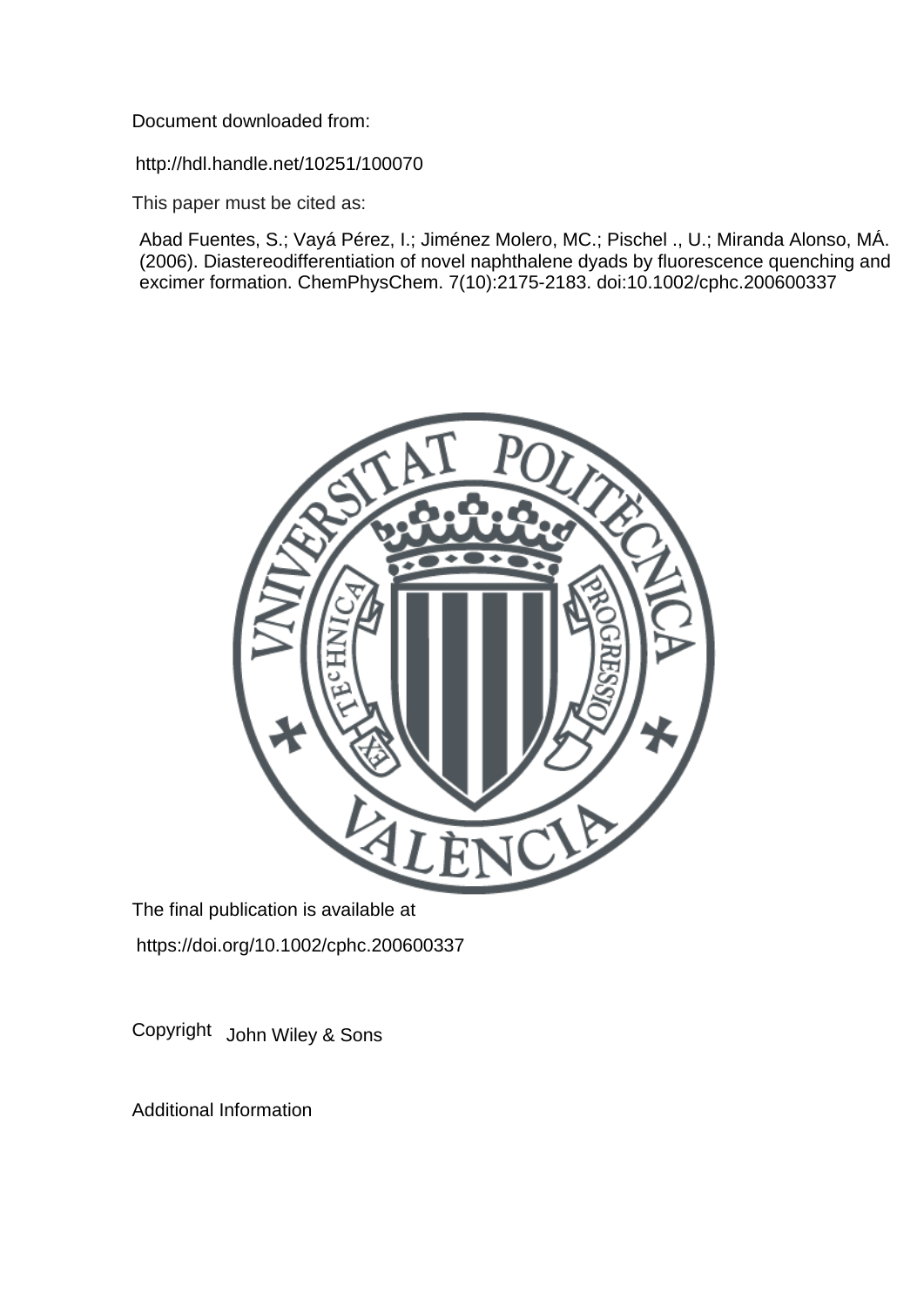Document downloaded from:

http://hdl.handle.net/10251/100070

This paper must be cited as:

Abad Fuentes, S.; Vayá Pérez, I.; Jiménez Molero, MC.; Pischel ., U.; Miranda Alonso, MÁ. (2006). Diastereodifferentiation of novel naphthalene dyads by fluorescence quenching and excimer formation. ChemPhysChem. 7(10):2175-2183. doi:10.1002/cphc.200600337

The final publication is available at

https://doi.org/10.1002/cphc.200600337

Copyright John Wiley & Sons

Additional Information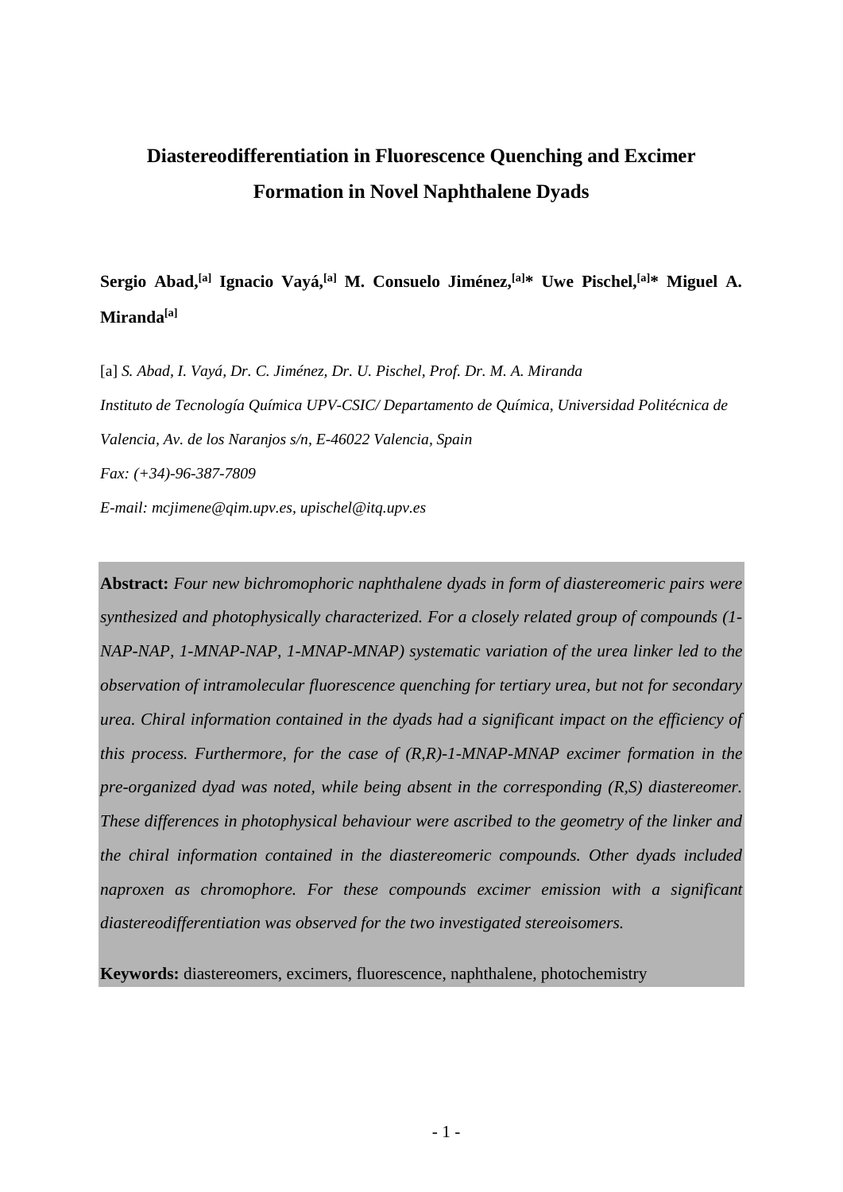# Diastereodifferentiation in Fluorescence Quenching and Excimer Formation in Novel Naphthalene Dyads

**Sergio Abad,[a] Ignacio Vayá,[a] M. Consuelo Jiménez,[a]\* Uwe Pischel,[a]\* Miguel A. Miranda[a]**

[a] *S. Abad, I. Vayá, Dr. C. Jiménez, Dr. U. Pischel, Prof. Dr. M. A. Miranda*

*Instituto de Tecnología Química UPV-CSIC/ Departamento de Química, Universidad Politécnica de Valencia, Av. de los Naranjos s/n, E-46022 Valencia, Spain*

*Fax: (+34)-96-387-7809*

*E-mail: mcjimene@qim.upv.es, upischel@itq.upv.es*

**Abstract:** *Four new bichromophoric naphthalene dyads in form of diastereomeric pairs were synthesized and photophysically characterized. For a closely related group of compounds (1-NAP-NAP, 1-MNAP-NAP, 1-MNAP-MNAP) systematic variation of the urea linker led to the observation of intramolecular fluorescence quenching for tertiary urea, but not for secondary urea. Chiral information contained in the dyads had a significant impact on the efficiency of this process. Furthermore, for the case of (R,R)-1-MNAP-MNAP excimer formation in the pre-organized dyad was noted, while being absent in the corresponding (R,S) diastereomer. These differences in photophysical behaviour were ascribed to the geometry of the linker and the chiral information contained in the diastereomeric compounds. Other dyads included naproxen as chromophore. For these compounds excimer emission with a significant diastereodifferentiation was observed for the two investigated stereoisomers.*

**Keywords:** diastereomers, excimers, fluorescence, naphthalene, photochemistry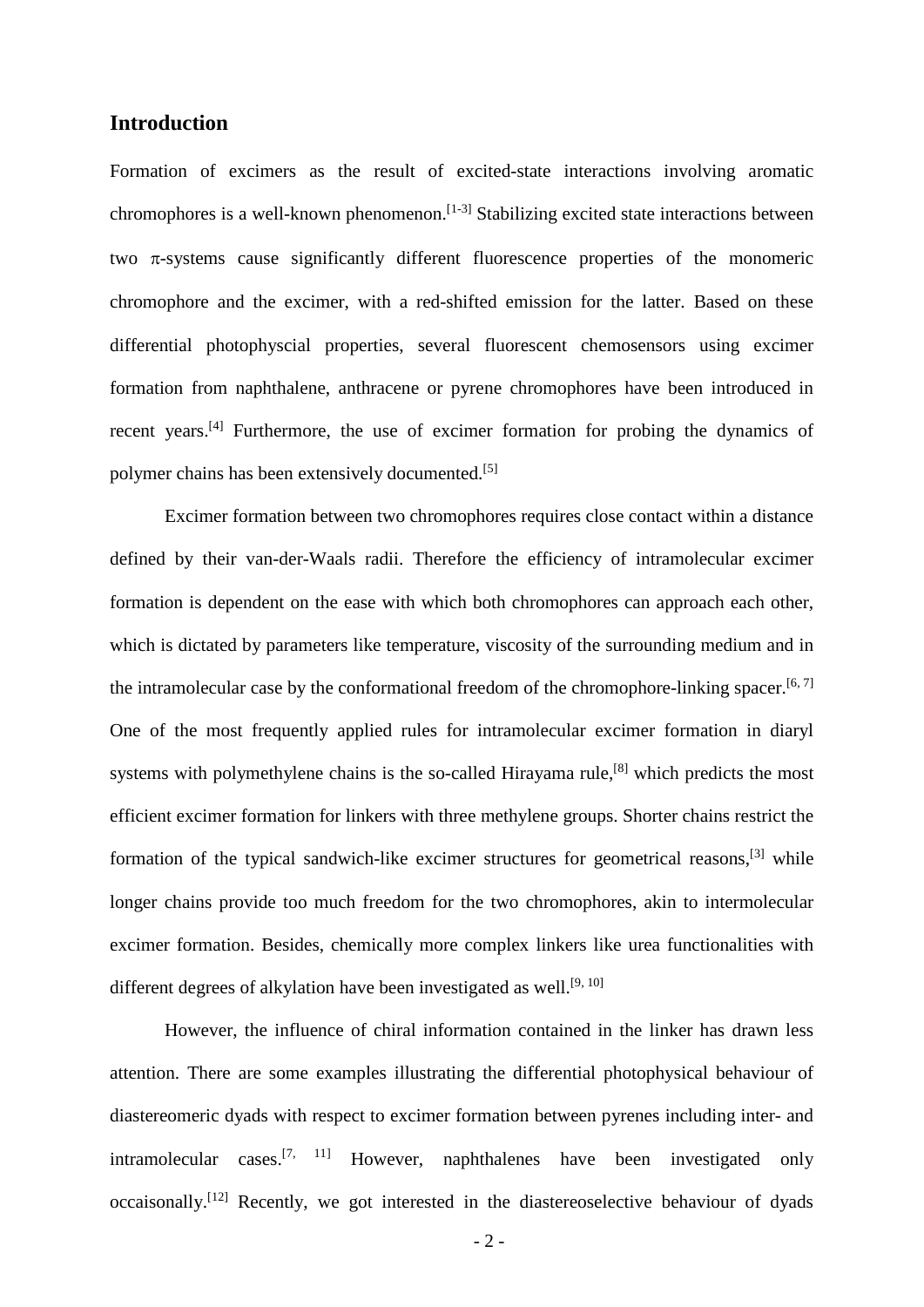## Introduction

Formation of excimers as the result of excited-state interactions involving aromatic chromophores is a well-known phenomenon.[1-3] Stabilizing excited state interactions between two π-systems cause significantly different fluorescence properties of the monomeric chromophore and the excimer, with a red-shifted emission for the latter. Based on these differential photophyscial properties, several fluorescent chemosensors using excimer formation from naphthalene, anthracene or pyrene chromophores have been introduced in recent years.[4] Furthermore, the use of excimer formation for probing the dynamics of polymer chains has been extensively documented.[5]

Excimer formation between two chromophores requires close contact within a distance defined by their van-der-Waals radii. Therefore the efficiency of intramolecular excimer formation is dependent on the ease with which both chromophores can approach each other, which is dictated by parameters like temperature, viscosity of the surrounding medium and in the intramolecular case by the conformational freedom of the chromophore-linking spacer.[6, 7] One of the most frequently applied rules for intramolecular excimer formation in diaryl systems with polymethylene chains is the so-called Hirayama rule,[8] which predicts the most efficient excimer formation for linkers with three methylene groups. Shorter chains restrict the formation of the typical sandwich-like excimer structures for geometrical reasons,[3] while longer chains provide too much freedom for the two chromophores, akin to intermolecular excimer formation. Besides, chemically more complex linkers like urea functionalities with different degrees of alkylation have been investigated as well.[9, 10]

However, the influence of chiral information contained in the linker has drawn less attention. There are some examples illustrating the differential photophysical behaviour of diastereomeric dyads with respect to excimer formation between pyrenes including inter- and intramolecular cases.[7, 11] However, naphthalenes have been investigated only occaisonally.[12] Recently, we got interested in the diastereoselective behaviour of dyads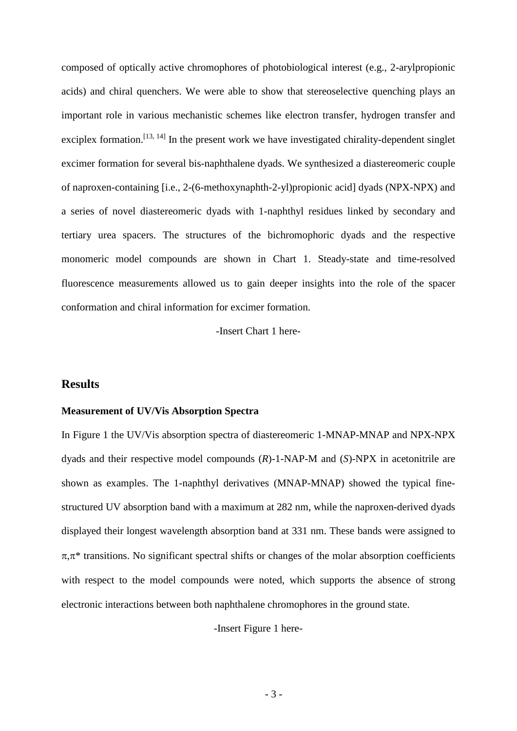composed of optically active chromophores of photobiological interest (e.g., 2-arylpropionic acids) and chiral quenchers. We were able to show that stereoselective quenching plays an important role in various mechanistic schemes like electron transfer, hydrogen transfer and exciplex formation.[13, 14] In the present work we have investigated chirality-dependent singlet excimer formation for several bis-naphthalene dyads. We synthesized a diastereomeric couple of naproxen-containing [i.e., 2-(6-methoxynaphth-2-yl)propionic acid] dyads (NPX-NPX) and a series of novel diastereomeric dyads with 1-naphthyl residues linked by secondary and tertiary urea spacers. The structures of the bichromophoric dyads and the respective monomeric model compounds are shown in Chart 1. Steady-state and time-resolved fluorescence measurements allowed us to gain deeper insights into the role of the spacer conformation and chiral information for excimer formation.

-Insert Chart 1 here-

## Results

### Measurement of UV/Vis Absorption Spectra

In Figure 1 the UV/Vis absorption spectra of diastereomeric 1-MNAP-MNAP and NPX-NPX dyads and their respective model compounds (*R*)-1-NAP-M and (*S*)-NPX in acetonitrile are shown as examples. The 1-naphthyl derivatives (MNAP-MNAP) showed the typical fine-structured UV absorption band with a maximum at 282 nm, while the naproxen-derived dyads displayed their longest wavelength absorption band at 331 nm. These bands were assigned to $\pi,\pi^*$ transitions. No significant spectral shifts or changes of the molar absorption coefficients with respect to the model compounds were noted, which supports the absence of strong electronic interactions between both naphthalene chromophores in the ground state.

-Insert Figure 1 here-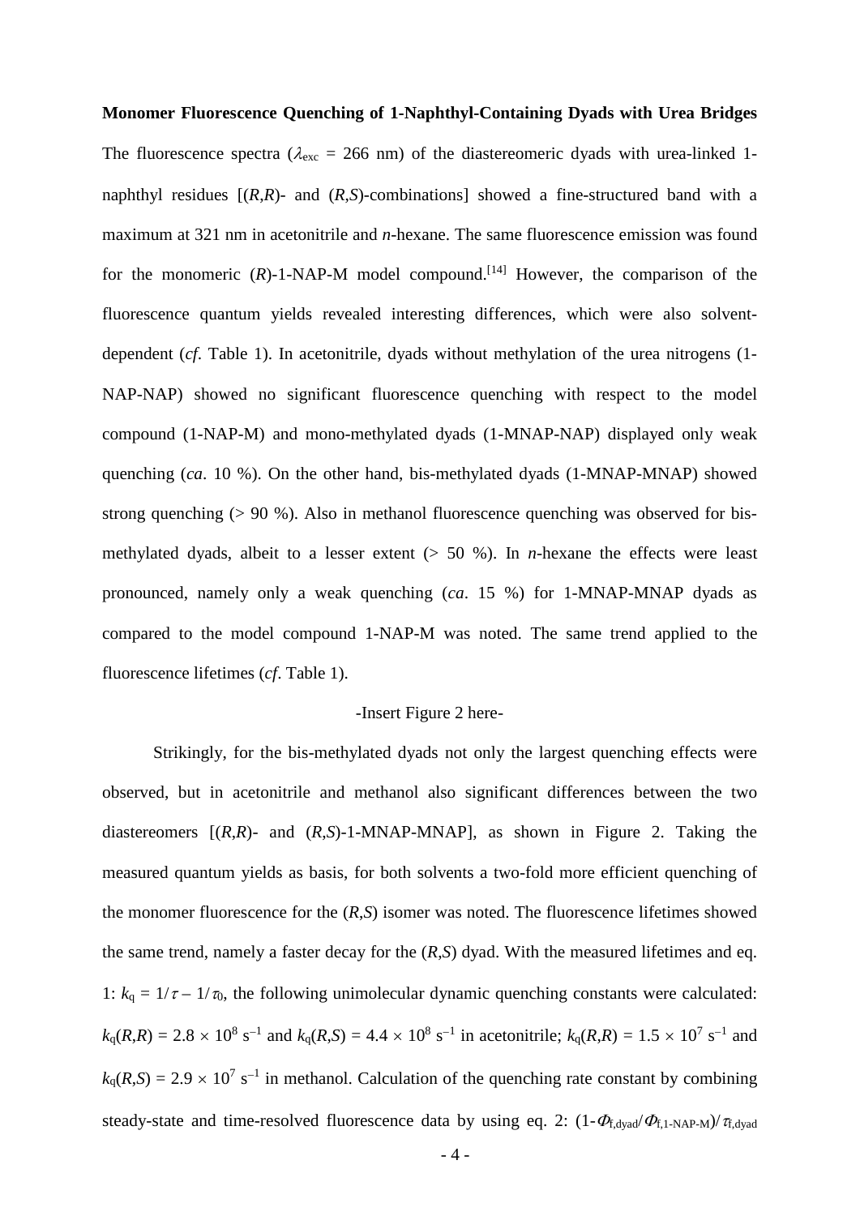**Monomer Fluorescence Quenching of 1-Naphthyl-Containing Dyads with Urea Bridges**

The fluorescence spectra ($\lambda_{exc}$ = 266 nm) of the diastereomeric dyads with urea-linked 1-naphthyl residues [(*R*,*R*)- and (*R*,*S*)-combinations] showed a fine-structured band with a maximum at 321 nm in acetonitrile and *n*-hexane. The same fluorescence emission was found for the monomeric (*R*)-1-NAP-M model compound.[14] However, the comparison of the fluorescence quantum yields revealed interesting differences, which were also solvent-dependent (*cf*. Table 1). In acetonitrile, dyads without methylation of the urea nitrogens (1-NAP-NAP) showed no significant fluorescence quenching with respect to the model compound (1-NAP-M) and mono-methylated dyads (1-MNAP-NAP) displayed only weak quenching (*ca*. 10 %). On the other hand, bis-methylated dyads (1-MNAP-MNAP) showed strong quenching (> 90 %). Also in methanol fluorescence quenching was observed for bis-methylated dyads, albeit to a lesser extent (> 50 %). In *n*-hexane the effects were least pronounced, namely only a weak quenching (*ca*. 15 %) for 1-MNAP-MNAP dyads as compared to the model compound 1-NAP-M was noted. The same trend applied to the fluorescence lifetimes (*cf*. Table 1).

-Insert Figure 2 here-

Strikingly, for the bis-methylated dyads not only the largest quenching effects were observed, but in acetonitrile and methanol also significant differences between the two diastereomers [(*R*,*R*)- and (*R*,*S*)-1-MNAP-MNAP], as shown in Figure 2. Taking the measured quantum yields as basis, for both solvents a two-fold more efficient quenching of the monomer fluorescence for the (*R*,*S*) isomer was noted. The fluorescence lifetimes showed the same trend, namely a faster decay for the (*R*,*S*) dyad. With the measured lifetimes and eq. 1: $k_q = 1/\tau - 1/\tau_0$, the following unimolecular dynamic quenching constants were calculated: $k_q(R,R) = 2.8 \times 10^8$ s$^{-1}$ and $k_q(R,S) = 4.4 \times 10^8$ s$^{-1}$ in acetonitrile; $k_q(R,R) = 1.5 \times 10^7$ s$^{-1}$ and $k_q(R,S) = 2.9 \times 10^7$ s$^{-1}$ in methanol. Calculation of the quenching rate constant by combining steady-state and time-resolved fluorescence data by using eq. 2: $(1-\Phi_{f,dyad}/\Phi_{f,1\text{-NAP-M}})/\tau_{f,dyad}$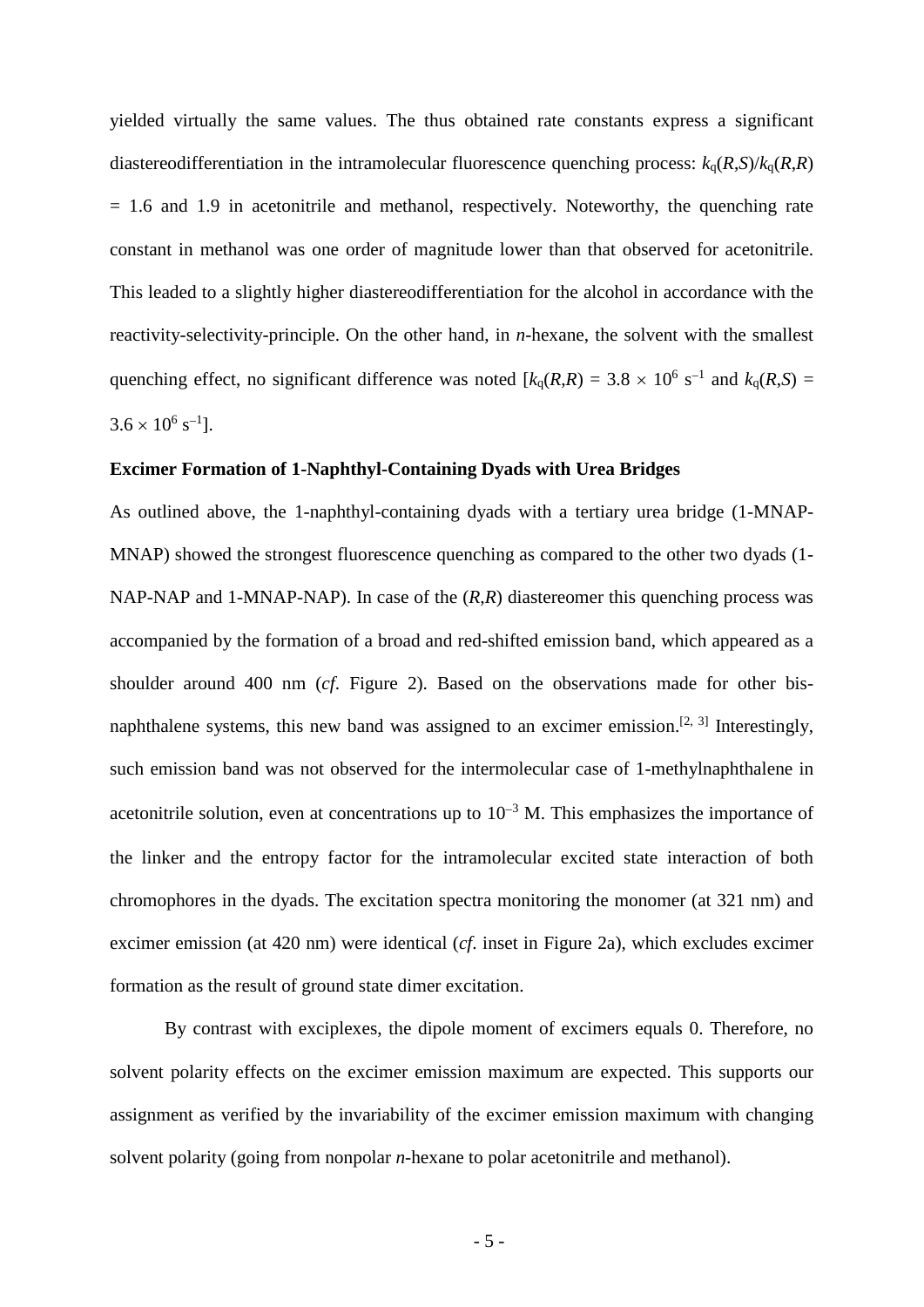yielded virtually the same values. The thus obtained rate constants express a significant diastereodifferentiation in the intramolecular fluorescence quenching process: $k_q(R,S)/k_q(R,R)$ = 1.6 and 1.9 in acetonitrile and methanol, respectively. Noteworthy, the quenching rate constant in methanol was one order of magnitude lower than that observed for acetonitrile. This leaded to a slightly higher diastereodifferentiation for the alcohol in accordance with the reactivity-selectivity-principle. On the other hand, in *n*-hexane, the solvent with the smallest quenching effect, no significant difference was noted [$k_q(R,R) = 3.8 \times 10^6$ s$^{-1}$ and $k_q(R,S) = 3.6 \times 10^6$ s$^{-1}$].

**Excimer Formation of 1-Naphthyl-Containing Dyads with Urea Bridges**

As outlined above, the 1-naphthyl-containing dyads with a tertiary urea bridge (1-MNAP-MNAP) showed the strongest fluorescence quenching as compared to the other two dyads (1-NAP-NAP and 1-MNAP-NAP). In case of the (*R*,*R*) diastereomer this quenching process was accompanied by the formation of a broad and red-shifted emission band, which appeared as a shoulder around 400 nm (*cf*. Figure 2). Based on the observations made for other bis-naphthalene systems, this new band was assigned to an excimer emission.[2, 3] Interestingly, such emission band was not observed for the intermolecular case of 1-methylnaphthalene in acetonitrile solution, even at concentrations up to $10^{-3}$ M. This emphasizes the importance of the linker and the entropy factor for the intramolecular excited state interaction of both chromophores in the dyads. The excitation spectra monitoring the monomer (at 321 nm) and excimer emission (at 420 nm) were identical (*cf*. inset in Figure 2a), which excludes excimer formation as the result of ground state dimer excitation.

By contrast with exciplexes, the dipole moment of excimers equals 0. Therefore, no solvent polarity effects on the excimer emission maximum are expected. This supports our assignment as verified by the invariability of the excimer emission maximum with changing solvent polarity (going from nonpolar *n*-hexane to polar acetonitrile and methanol).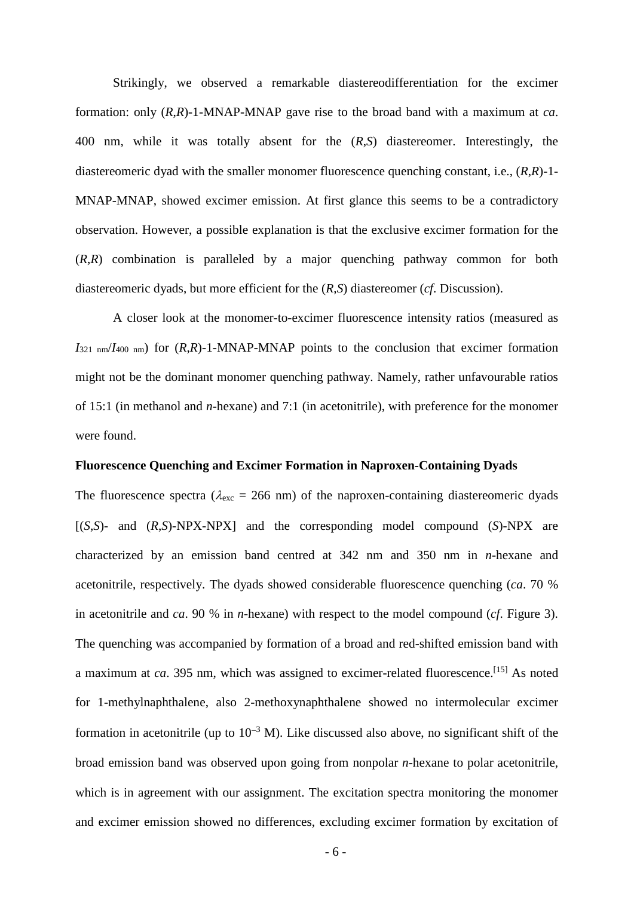Strikingly, we observed a remarkable diastereodifferentiation for the excimer formation: only (*R*,*R*)-1-MNAP-MNAP gave rise to the broad band with a maximum at *ca*. 400 nm, while it was totally absent for the (*R*,*S*) diastereomer. Interestingly, the diastereomeric dyad with the smaller monomer fluorescence quenching constant, i.e., (*R*,*R*)-1-MNAP-MNAP, showed excimer emission. At first glance this seems to be a contradictory observation. However, a possible explanation is that the exclusive excimer formation for the (*R*,*R*) combination is paralleled by a major quenching pathway common for both diastereomeric dyads, but more efficient for the (*R*,*S*) diastereomer (*cf*. Discussion).

A closer look at the monomer-to-excimer fluorescence intensity ratios (measured as $I_{321\ \mathrm{nm}}/I_{400\ \mathrm{nm}}$) for (*R*,*R*)-1-MNAP-MNAP points to the conclusion that excimer formation might not be the dominant monomer quenching pathway. Namely, rather unfavourable ratios of 15:1 (in methanol and *n*-hexane) and 7:1 (in acetonitrile), with preference for the monomer were found.

**Fluorescence Quenching and Excimer Formation in Naproxen-Containing Dyads**

The fluorescence spectra ($\lambda_{\mathrm{exc}}$ = 266 nm) of the naproxen-containing diastereomeric dyads [(*S*,*S*)- and (*R*,*S*)-NPX-NPX] and the corresponding model compound (*S*)-NPX are characterized by an emission band centred at 342 nm and 350 nm in *n*-hexane and acetonitrile, respectively. The dyads showed considerable fluorescence quenching (*ca*. 70 % in acetonitrile and *ca*. 90 % in *n*-hexane) with respect to the model compound (*cf*. Figure 3). The quenching was accompanied by formation of a broad and red-shifted emission band with a maximum at *ca*. 395 nm, which was assigned to excimer-related fluorescence.[15] As noted for 1-methylnaphthalene, also 2-methoxynaphthalene showed no intermolecular excimer formation in acetonitrile (up to $10^{-3}$ M). Like discussed also above, no significant shift of the broad emission band was observed upon going from nonpolar *n*-hexane to polar acetonitrile, which is in agreement with our assignment. The excitation spectra monitoring the monomer and excimer emission showed no differences, excluding excimer formation by excitation of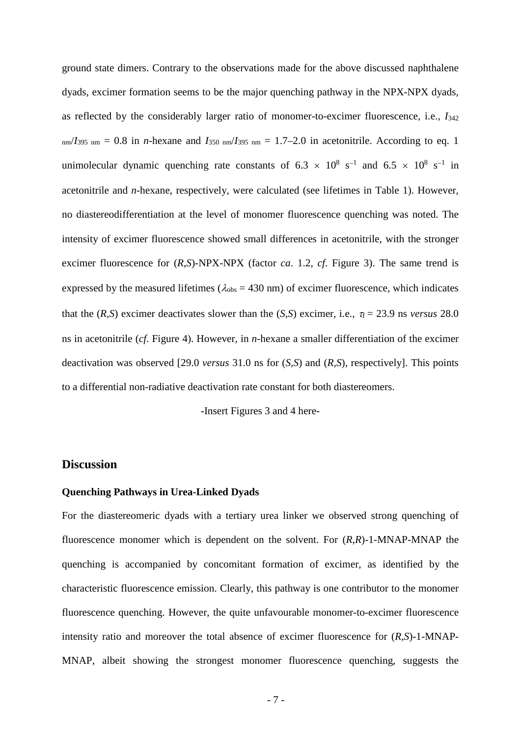ground state dimers. Contrary to the observations made for the above discussed naphthalene dyads, excimer formation seems to be the major quenching pathway in the NPX-NPX dyads, as reflected by the considerably larger ratio of monomer-to-excimer fluorescence, i.e., $I_{342\ \text{nm}}/I_{395\ \text{nm}} = 0.8$ in *n*-hexane and $I_{350\ \text{nm}}/I_{395\ \text{nm}} = 1.7$–$2.0$ in acetonitrile. According to eq. 1 unimolecular dynamic quenching rate constants of $6.3 \times 10^{8}$ s$^{-1}$ and $6.5 \times 10^{8}$ s$^{-1}$ in acetonitrile and *n*-hexane, respectively, were calculated (see lifetimes in Table 1). However, no diastereodifferentiation at the level of monomer fluorescence quenching was noted. The intensity of excimer fluorescence showed small differences in acetonitrile, with the stronger excimer fluorescence for (*R*,*S*)-NPX-NPX (factor *ca*. 1.2, *cf*. Figure 3). The same trend is expressed by the measured lifetimes ($\lambda_{obs}$ = 430 nm) of excimer fluorescence, which indicates that the (*R*,*S*) excimer deactivates slower than the (*S*,*S*) excimer, i.e., $\tau_f$ = 23.9 ns *versus* 28.0 ns in acetonitrile (*cf*. Figure 4). However, in *n*-hexane a smaller differentiation of the excimer deactivation was observed [29.0 *versus* 31.0 ns for (*S*,*S*) and (*R*,*S*), respectively]. This points to a differential non-radiative deactivation rate constant for both diastereomers.

-Insert Figures 3 and 4 here-

## Discussion

### Quenching Pathways in Urea-Linked Dyads

For the diastereomeric dyads with a tertiary urea linker we observed strong quenching of fluorescence monomer which is dependent on the solvent. For (*R*,*R*)-1-MNAP-MNAP the quenching is accompanied by concomitant formation of excimer, as identified by the characteristic fluorescence emission. Clearly, this pathway is one contributor to the monomer fluorescence quenching. However, the quite unfavourable monomer-to-excimer fluorescence intensity ratio and moreover the total absence of excimer fluorescence for (*R*,*S*)-1-MNAP-MNAP, albeit showing the strongest monomer fluorescence quenching, suggests the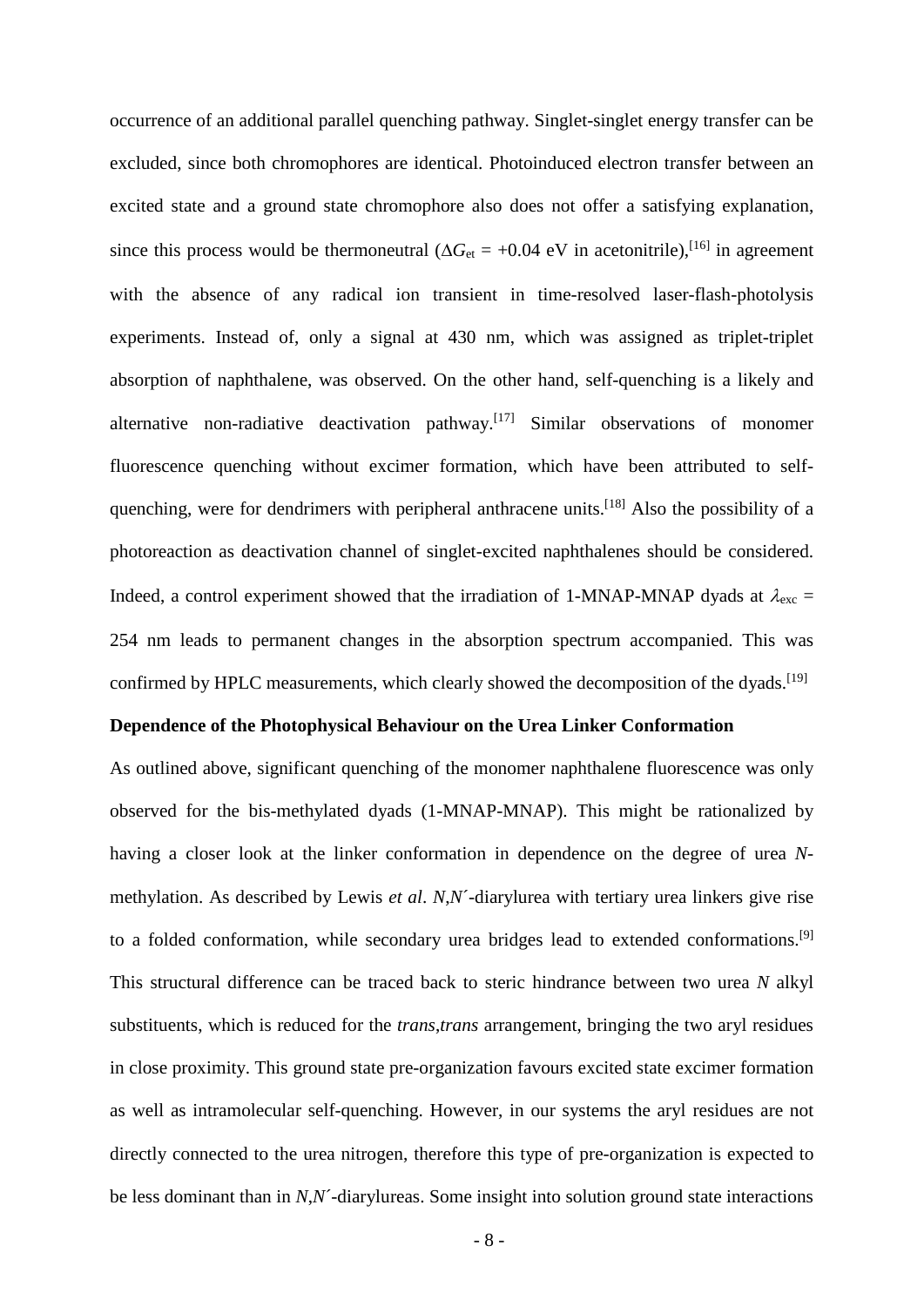occurrence of an additional parallel quenching pathway. Singlet-singlet energy transfer can be excluded, since both chromophores are identical. Photoinduced electron transfer between an excited state and a ground state chromophore also does not offer a satisfying explanation, since this process would be thermoneutral ($\Delta G_{et}$ = +0.04 eV in acetonitrile),[16] in agreement with the absence of any radical ion transient in time-resolved laser-flash-photolysis experiments. Instead of, only a signal at 430 nm, which was assigned as triplet-triplet absorption of naphthalene, was observed. On the other hand, self-quenching is a likely and alternative non-radiative deactivation pathway.[17] Similar observations of monomer fluorescence quenching without excimer formation, which have been attributed to self-quenching, were for dendrimers with peripheral anthracene units.[18] Also the possibility of a photoreaction as deactivation channel of singlet-excited naphthalenes should be considered. Indeed, a control experiment showed that the irradiation of 1-MNAP-MNAP dyads at $\lambda_{exc}$ = 254 nm leads to permanent changes in the absorption spectrum accompanied. This was confirmed by HPLC measurements, which clearly showed the decomposition of the dyads.[19]

**Dependence of the Photophysical Behaviour on the Urea Linker Conformation**

As outlined above, significant quenching of the monomer naphthalene fluorescence was only observed for the bis-methylated dyads (1-MNAP-MNAP). This might be rationalized by having a closer look at the linker conformation in dependence on the degree of urea *N*-methylation. As described by Lewis *et al*. *N*,*N´*-diarylurea with tertiary urea linkers give rise to a folded conformation, while secondary urea bridges lead to extended conformations.[9] This structural difference can be traced back to steric hindrance between two urea *N* alkyl substituents, which is reduced for the *trans*,*trans* arrangement, bringing the two aryl residues in close proximity. This ground state pre-organization favours excited state excimer formation as well as intramolecular self-quenching. However, in our systems the aryl residues are not directly connected to the urea nitrogen, therefore this type of pre-organization is expected to be less dominant than in *N*,*N´*-diarylureas. Some insight into solution ground state interactions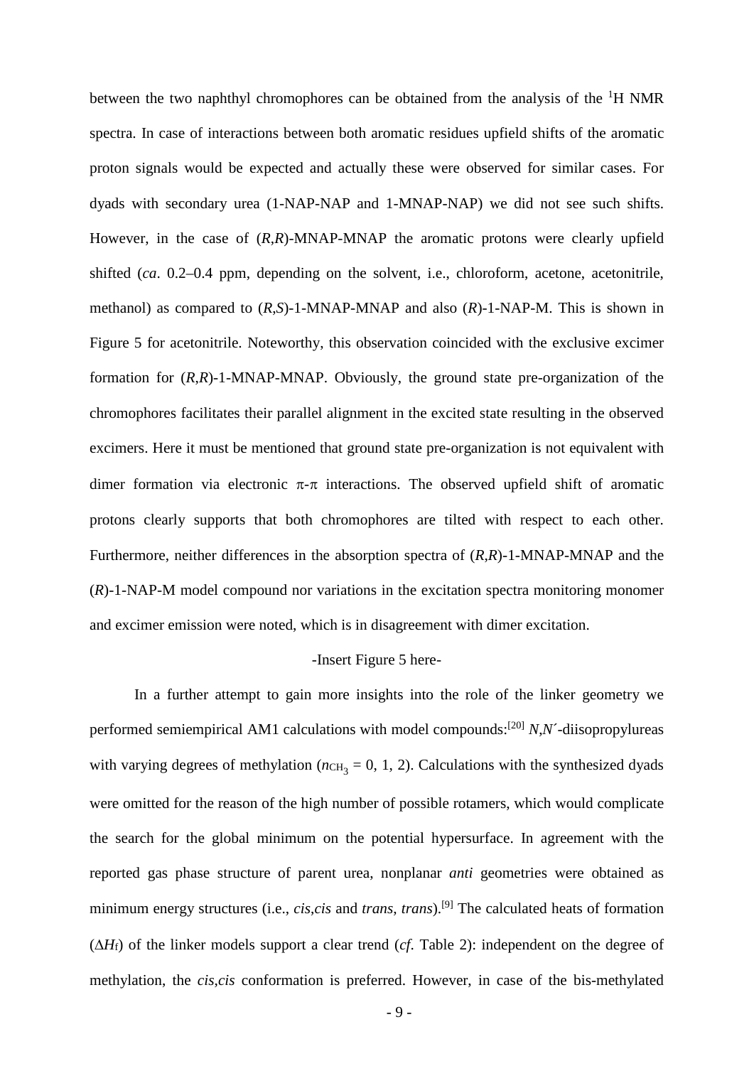between the two naphthyl chromophores can be obtained from the analysis of the $^{1}$H NMR spectra. In case of interactions between both aromatic residues upfield shifts of the aromatic proton signals would be expected and actually these were observed for similar cases. For dyads with secondary urea (1-NAP-NAP and 1-MNAP-NAP) we did not see such shifts. However, in the case of (*R*,*R*)-MNAP-MNAP the aromatic protons were clearly upfield shifted (*ca*. 0.2–0.4 ppm, depending on the solvent, i.e., chloroform, acetone, acetonitrile, methanol) as compared to (*R*,*S*)-1-MNAP-MNAP and also (*R*)-1-NAP-M. This is shown in Figure 5 for acetonitrile. Noteworthy, this observation coincided with the exclusive excimer formation for (*R*,*R*)-1-MNAP-MNAP. Obviously, the ground state pre-organization of the chromophores facilitates their parallel alignment in the excited state resulting in the observed excimers. Here it must be mentioned that ground state pre-organization is not equivalent with dimer formation via electronic $\pi$-$\pi$ interactions. The observed upfield shift of aromatic protons clearly supports that both chromophores are tilted with respect to each other. Furthermore, neither differences in the absorption spectra of (*R*,*R*)-1-MNAP-MNAP and the (*R*)-1-NAP-M model compound nor variations in the excitation spectra monitoring monomer and excimer emission were noted, which is in disagreement with dimer excitation.

-Insert Figure 5 here-

In a further attempt to gain more insights into the role of the linker geometry we performed semiempirical AM1 calculations with model compounds:[20] *N*,*N´*-diisopropylureas with varying degrees of methylation ($n_{\mathrm{CH_3}}$ = 0, 1, 2). Calculations with the synthesized dyads were omitted for the reason of the high number of possible rotamers, which would complicate the search for the global minimum on the potential hypersurface. In agreement with the reported gas phase structure of parent urea, nonplanar *anti* geometries were obtained as minimum energy structures (i.e., *cis*,*cis* and *trans*, *trans*).[9] The calculated heats of formation ($\Delta H_f$) of the linker models support a clear trend (*cf.* Table 2): independent on the degree of methylation, the *cis*,*cis* conformation is preferred. However, in case of the bis-methylated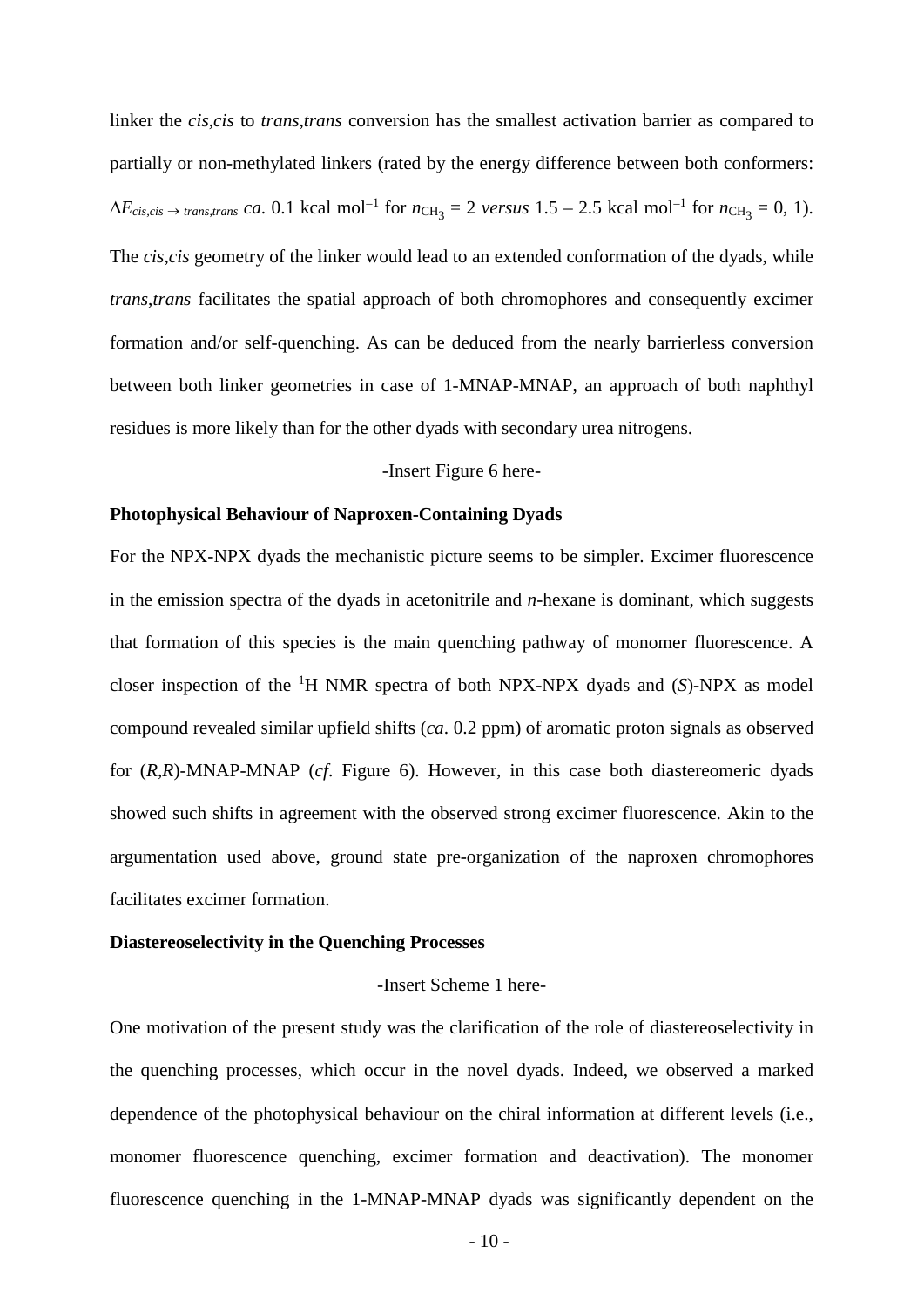linker the *cis,cis* to *trans,trans* conversion has the smallest activation barrier as compared to partially or non-methylated linkers (rated by the energy difference between both conformers: $\Delta E_{cis,cis \rightarrow trans,trans}$ *ca*. 0.1 kcal mol$^{-1}$ for $n_{\mathrm{CH_3}} = 2$ *versus* 1.5 – 2.5 kcal mol$^{-1}$ for $n_{\mathrm{CH_3}} = 0, 1$). The *cis,cis* geometry of the linker would lead to an extended conformation of the dyads, while *trans,trans* facilitates the spatial approach of both chromophores and consequently excimer formation and/or self-quenching. As can be deduced from the nearly barrierless conversion between both linker geometries in case of 1-MNAP-MNAP, an approach of both naphthyl residues is more likely than for the other dyads with secondary urea nitrogens.

-Insert Figure 6 here-

**Photophysical Behaviour of Naproxen-Containing Dyads**

For the NPX-NPX dyads the mechanistic picture seems to be simpler. Excimer fluorescence in the emission spectra of the dyads in acetonitrile and *n*-hexane is dominant, which suggests that formation of this species is the main quenching pathway of monomer fluorescence. A closer inspection of the $^{1}$H NMR spectra of both NPX-NPX dyads and (*S*)-NPX as model compound revealed similar upfield shifts (*ca*. 0.2 ppm) of aromatic proton signals as observed for (*R*,*R*)-MNAP-MNAP (*cf*. Figure 6). However, in this case both diastereomeric dyads showed such shifts in agreement with the observed strong excimer fluorescence. Akin to the argumentation used above, ground state pre-organization of the naproxen chromophores facilitates excimer formation.

**Diastereoselectivity in the Quenching Processes**

-Insert Scheme 1 here-

One motivation of the present study was the clarification of the role of diastereoselectivity in the quenching processes, which occur in the novel dyads. Indeed, we observed a marked dependence of the photophysical behaviour on the chiral information at different levels (i.e., monomer fluorescence quenching, excimer formation and deactivation). The monomer fluorescence quenching in the 1-MNAP-MNAP dyads was significantly dependent on the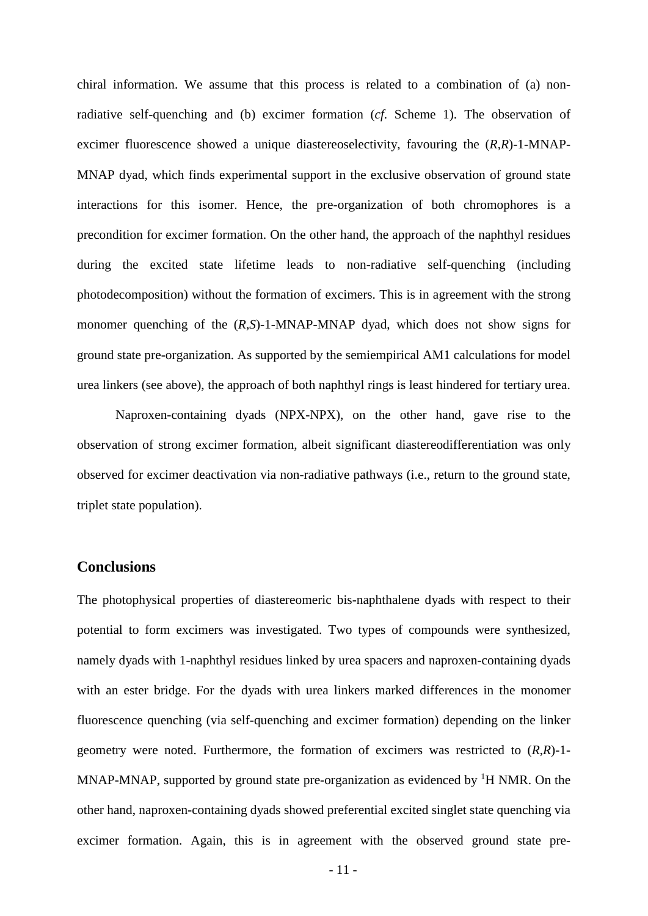chiral information. We assume that this process is related to a combination of (a) non-radiative self-quenching and (b) excimer formation (*cf.* Scheme 1). The observation of excimer fluorescence showed a unique diastereoselectivity, favouring the (*R*,*R*)-1-MNAP-MNAP dyad, which finds experimental support in the exclusive observation of ground state interactions for this isomer. Hence, the pre-organization of both chromophores is a precondition for excimer formation. On the other hand, the approach of the naphthyl residues during the excited state lifetime leads to non-radiative self-quenching (including photodecomposition) without the formation of excimers. This is in agreement with the strong monomer quenching of the (*R*,*S*)-1-MNAP-MNAP dyad, which does not show signs for ground state pre-organization. As supported by the semiempirical AM1 calculations for model urea linkers (see above), the approach of both naphthyl rings is least hindered for tertiary urea.

Naproxen-containing dyads (NPX-NPX), on the other hand, gave rise to the observation of strong excimer formation, albeit significant diastereodifferentiation was only observed for excimer deactivation via non-radiative pathways (i.e., return to the ground state, triplet state population).

## Conclusions

The photophysical properties of diastereomeric bis-naphthalene dyads with respect to their potential to form excimers was investigated. Two types of compounds were synthesized, namely dyads with 1-naphthyl residues linked by urea spacers and naproxen-containing dyads with an ester bridge. For the dyads with urea linkers marked differences in the monomer fluorescence quenching (via self-quenching and excimer formation) depending on the linker geometry were noted. Furthermore, the formation of excimers was restricted to (*R*,*R*)-1-MNAP-MNAP, supported by ground state pre-organization as evidenced by $^{1}$H NMR. On the other hand, naproxen-containing dyads showed preferential excited singlet state quenching via excimer formation. Again, this is in agreement with the observed ground state pre-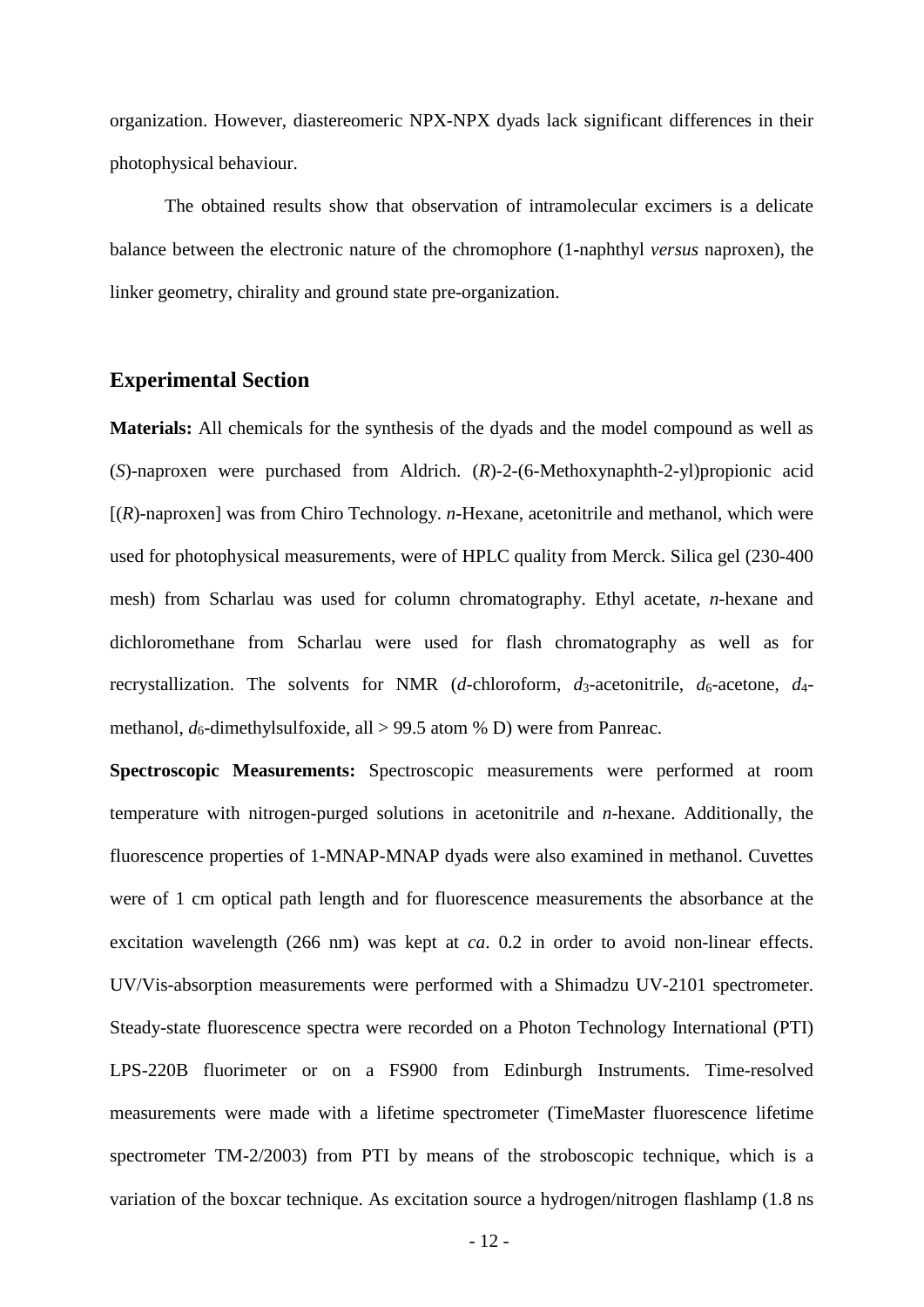organization. However, diastereomeric NPX-NPX dyads lack significant differences in their photophysical behaviour.

The obtained results show that observation of intramolecular excimers is a delicate balance between the electronic nature of the chromophore (1-naphthyl *versus* naproxen), the linker geometry, chirality and ground state pre-organization.

## Experimental Section

**Materials:** All chemicals for the synthesis of the dyads and the model compound as well as (*S*)-naproxen were purchased from Aldrich. (*R*)-2-(6-Methoxynaphth-2-yl)propionic acid [(*R*)-naproxen] was from Chiro Technology. *n*-Hexane, acetonitrile and methanol, which were used for photophysical measurements, were of HPLC quality from Merck. Silica gel (230-400 mesh) from Scharlau was used for column chromatography. Ethyl acetate, *n*-hexane and dichloromethane from Scharlau were used for flash chromatography as well as for recrystallization. The solvents for NMR (*d*-chloroform, $d_3$-acetonitrile, $d_6$-acetone, $d_4$-methanol, $d_6$-dimethylsulfoxide, all > 99.5 atom % D) were from Panreac.

**Spectroscopic Measurements:** Spectroscopic measurements were performed at room temperature with nitrogen-purged solutions in acetonitrile and *n*-hexane. Additionally, the fluorescence properties of 1-MNAP-MNAP dyads were also examined in methanol. Cuvettes were of 1 cm optical path length and for fluorescence measurements the absorbance at the excitation wavelength (266 nm) was kept at *ca*. 0.2 in order to avoid non-linear effects. UV/Vis-absorption measurements were performed with a Shimadzu UV-2101 spectrometer. Steady-state fluorescence spectra were recorded on a Photon Technology International (PTI) LPS-220B fluorimeter or on a FS900 from Edinburgh Instruments. Time-resolved measurements were made with a lifetime spectrometer (TimeMaster fluorescence lifetime spectrometer TM-2/2003) from PTI by means of the stroboscopic technique, which is a variation of the boxcar technique. As excitation source a hydrogen/nitrogen flashlamp (1.8 ns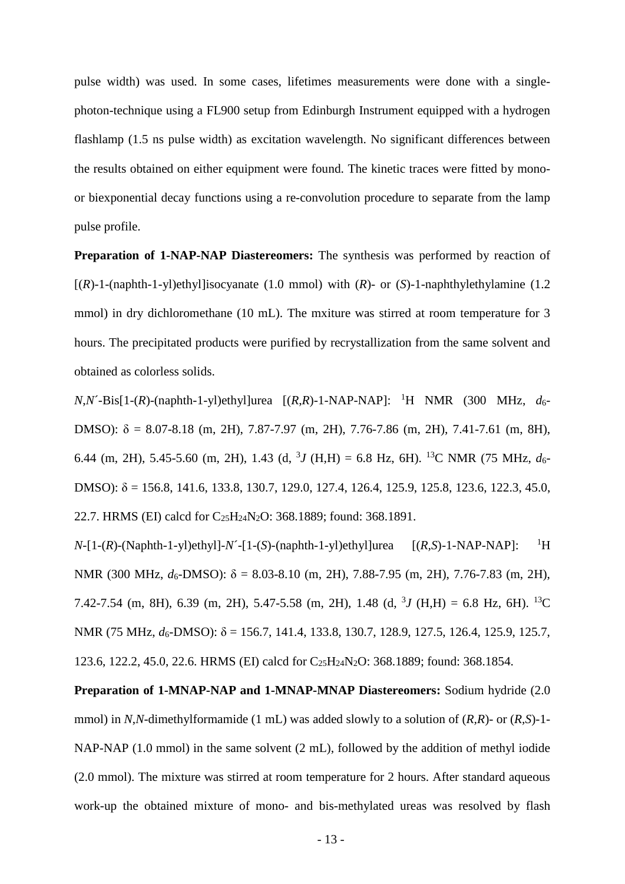pulse width) was used. In some cases, lifetimes measurements were done with a single-photon-technique using a FL900 setup from Edinburgh Instrument equipped with a hydrogen flashlamp (1.5 ns pulse width) as excitation wavelength. No significant differences between the results obtained on either equipment were found. The kinetic traces were fitted by mono- or biexponential decay functions using a re-convolution procedure to separate from the lamp pulse profile.

**Preparation of 1-NAP-NAP Diastereomers:** The synthesis was performed by reaction of [(*R*)-1-(naphth-1-yl)ethyl]isocyanate (1.0 mmol) with (*R*)- or (*S*)-1-naphthylethylamine (1.2 mmol) in dry dichloromethane (10 mL). The mxiture was stirred at room temperature for 3 hours. The precipitated products were purified by recrystallization from the same solvent and obtained as colorless solids.

*N*,*N*´-Bis[1-(*R*)-(naphth-1-yl)ethyl]urea [(*R*,*R*)-1-NAP-NAP]: $^{1}$H NMR (300 MHz, $d_6$-DMSO): δ = 8.07-8.18 (m, 2H), 7.87-7.97 (m, 2H), 7.76-7.86 (m, 2H), 7.41-7.61 (m, 8H), 6.44 (m, 2H), 5.45-5.60 (m, 2H), 1.43 (d, $^{3}J$ (H,H) = 6.8 Hz, 6H). $^{13}$C NMR (75 MHz, $d_6$-DMSO): δ = 156.8, 141.6, 133.8, 130.7, 129.0, 127.4, 126.4, 125.9, 125.8, 123.6, 122.3, 45.0, 22.7. HRMS (EI) calcd for $C_{25}H_{24}N_2O$: 368.1889; found: 368.1891.

*N*-[1-(*R*)-(Naphth-1-yl)ethyl]-*N*´-[1-(*S*)-(naphth-1-yl)ethyl]urea [(*R*,*S*)-1-NAP-NAP]: $^{1}$H NMR (300 MHz, $d_6$-DMSO): δ = 8.03-8.10 (m, 2H), 7.88-7.95 (m, 2H), 7.76-7.83 (m, 2H), 7.42-7.54 (m, 8H), 6.39 (m, 2H), 5.47-5.58 (m, 2H), 1.48 (d, $^{3}J$ (H,H) = 6.8 Hz, 6H). $^{13}$C NMR (75 MHz, $d_6$-DMSO): δ = 156.7, 141.4, 133.8, 130.7, 128.9, 127.5, 126.4, 125.9, 125.7, 123.6, 122.2, 45.0, 22.6. HRMS (EI) calcd for $C_{25}H_{24}N_2O$: 368.1889; found: 368.1854.

**Preparation of 1-MNAP-NAP and 1-MNAP-MNAP Diastereomers:** Sodium hydride (2.0 mmol) in *N*,*N*-dimethylformamide (1 mL) was added slowly to a solution of (*R*,*R*)- or (*R*,*S*)-1-NAP-NAP (1.0 mmol) in the same solvent (2 mL), followed by the addition of methyl iodide (2.0 mmol). The mixture was stirred at room temperature for 2 hours. After standard aqueous work-up the obtained mixture of mono- and bis-methylated ureas was resolved by flash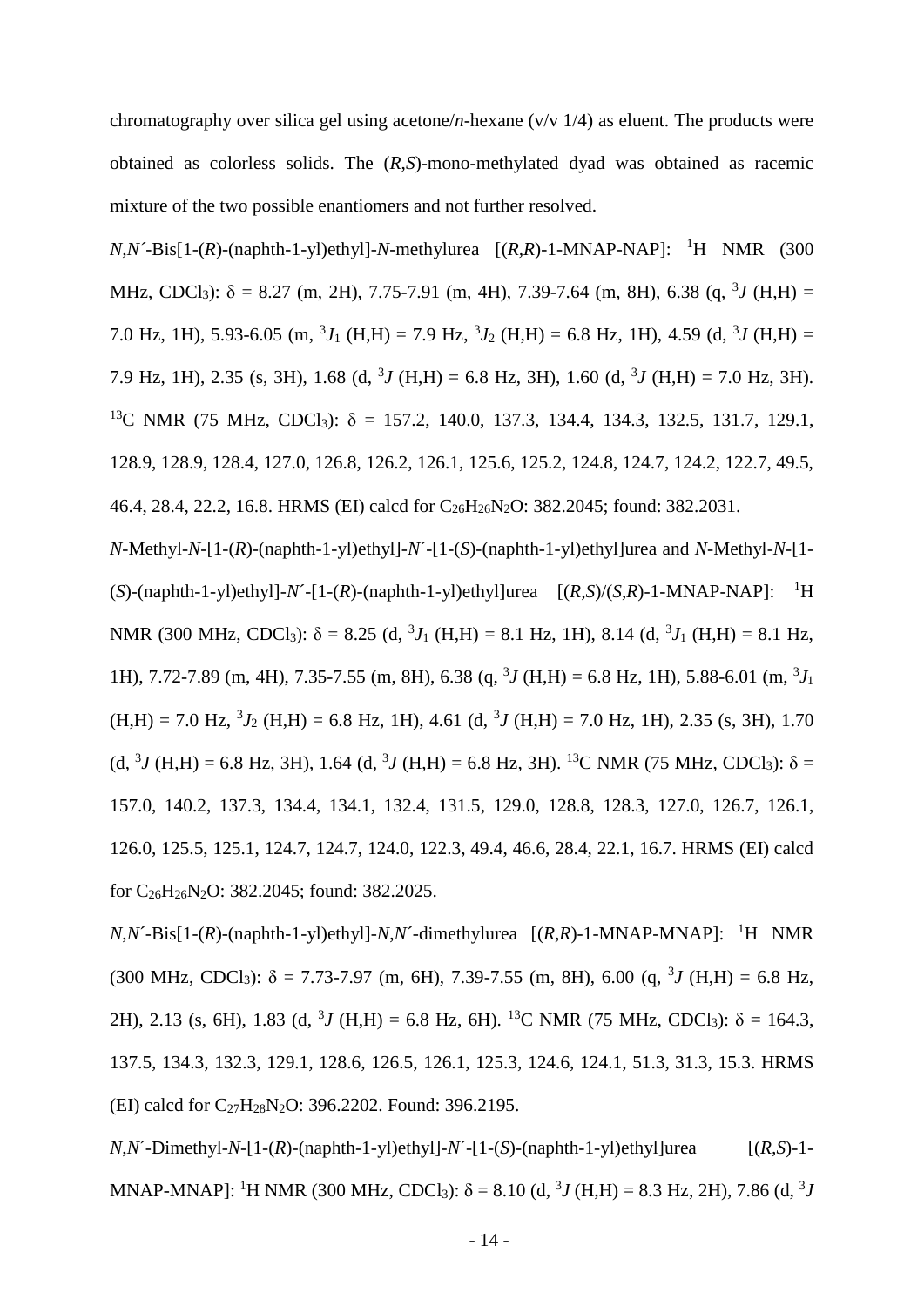chromatography over silica gel using acetone/*n*-hexane (v/v 1/4) as eluent. The products were obtained as colorless solids. The (*R*,*S*)-mono-methylated dyad was obtained as racemic mixture of the two possible enantiomers and not further resolved.

*N*,*N*´-Bis[1-(*R*)-(naphth-1-yl)ethyl]-*N*-methylurea [(*R*,*R*)-1-MNAP-NAP]: $^{1}$H NMR (300 MHz, $CDCl_3$): δ = 8.27 (m, 2H), 7.75-7.91 (m, 4H), 7.39-7.64 (m, 8H), 6.38 (q, $^{3}J$ (H,H) = 7.0 Hz, 1H), 5.93-6.05 (m, $^{3}J_1$ (H,H) = 7.9 Hz, $^{3}J_2$ (H,H) = 6.8 Hz, 1H), 4.59 (d, $^{3}J$ (H,H) = 7.9 Hz, 1H), 2.35 (s, 3H), 1.68 (d, $^{3}J$ (H,H) = 6.8 Hz, 3H), 1.60 (d, $^{3}J$ (H,H) = 7.0 Hz, 3H). $^{13}$C NMR (75 MHz, $CDCl_3$): δ = 157.2, 140.0, 137.3, 134.4, 134.3, 132.5, 131.7, 129.1, 128.9, 128.9, 128.4, 127.0, 126.8, 126.2, 126.1, 125.6, 125.2, 124.8, 124.7, 124.2, 122.7, 49.5, 46.4, 28.4, 22.2, 16.8. HRMS (EI) calcd for $C_{26}H_{26}N_2O$: 382.2045; found: 382.2031.

*N*-Methyl-*N*-[1-(*R*)-(naphth-1-yl)ethyl]-*N*´-[1-(*S*)-(naphth-1-yl)ethyl]urea and *N*-Methyl-*N*-[1-(*S*)-(naphth-1-yl)ethyl]-*N*´-[1-(*R*)-(naphth-1-yl)ethyl]urea [(*R*,*S*)/(*S*,*R*)-1-MNAP-NAP]: $^{1}$H NMR (300 MHz, $CDCl_3$): δ = 8.25 (d, $^{3}J_1$ (H,H) = 8.1 Hz, 1H), 8.14 (d, $^{3}J_1$ (H,H) = 8.1 Hz, 1H), 7.72-7.89 (m, 4H), 7.35-7.55 (m, 8H), 6.38 (q, $^{3}J$ (H,H) = 6.8 Hz, 1H), 5.88-6.01 (m, $^{3}J_1$ (H,H) = 7.0 Hz, $^{3}J_2$ (H,H) = 6.8 Hz, 1H), 4.61 (d, $^{3}J$ (H,H) = 7.0 Hz, 1H), 2.35 (s, 3H), 1.70 (d, $^{3}J$ (H,H) = 6.8 Hz, 3H), 1.64 (d, $^{3}J$ (H,H) = 6.8 Hz, 3H). $^{13}$C NMR (75 MHz, $CDCl_3$): δ = 157.0, 140.2, 137.3, 134.4, 134.1, 132.4, 131.5, 129.0, 128.8, 128.3, 127.0, 126.7, 126.1, 126.0, 125.5, 125.1, 124.7, 124.7, 124.0, 122.3, 49.4, 46.6, 28.4, 22.1, 16.7. HRMS (EI) calcd for $C_{26}H_{26}N_2O$: 382.2045; found: 382.2025.

*N*,*N*´-Bis[1-(*R*)-(naphth-1-yl)ethyl]-*N*,*N*´-dimethylurea [(*R*,*R*)-1-MNAP-MNAP]: $^{1}$H NMR (300 MHz, $CDCl_3$): δ = 7.73-7.97 (m, 6H), 7.39-7.55 (m, 8H), 6.00 (q, $^{3}J$ (H,H) = 6.8 Hz, 2H), 2.13 (s, 6H), 1.83 (d, $^{3}J$ (H,H) = 6.8 Hz, 6H). $^{13}$C NMR (75 MHz, $CDCl_3$): δ = 164.3, 137.5, 134.3, 132.3, 129.1, 128.6, 126.5, 126.1, 125.3, 124.6, 124.1, 51.3, 31.3, 15.3. HRMS (EI) calcd for $C_{27}H_{28}N_2O$: 396.2202. Found: 396.2195.

*N*,*N*´-Dimethyl-*N*-[1-(*R*)-(naphth-1-yl)ethyl]-*N*´-[1-(*S*)-(naphth-1-yl)ethyl]urea [(*R*,*S*)-1-MNAP-MNAP]: $^{1}$H NMR (300 MHz, $CDCl_3$): δ = 8.10 (d, $^{3}J$ (H,H) = 8.3 Hz, 2H), 7.86 (d, $^{3}J$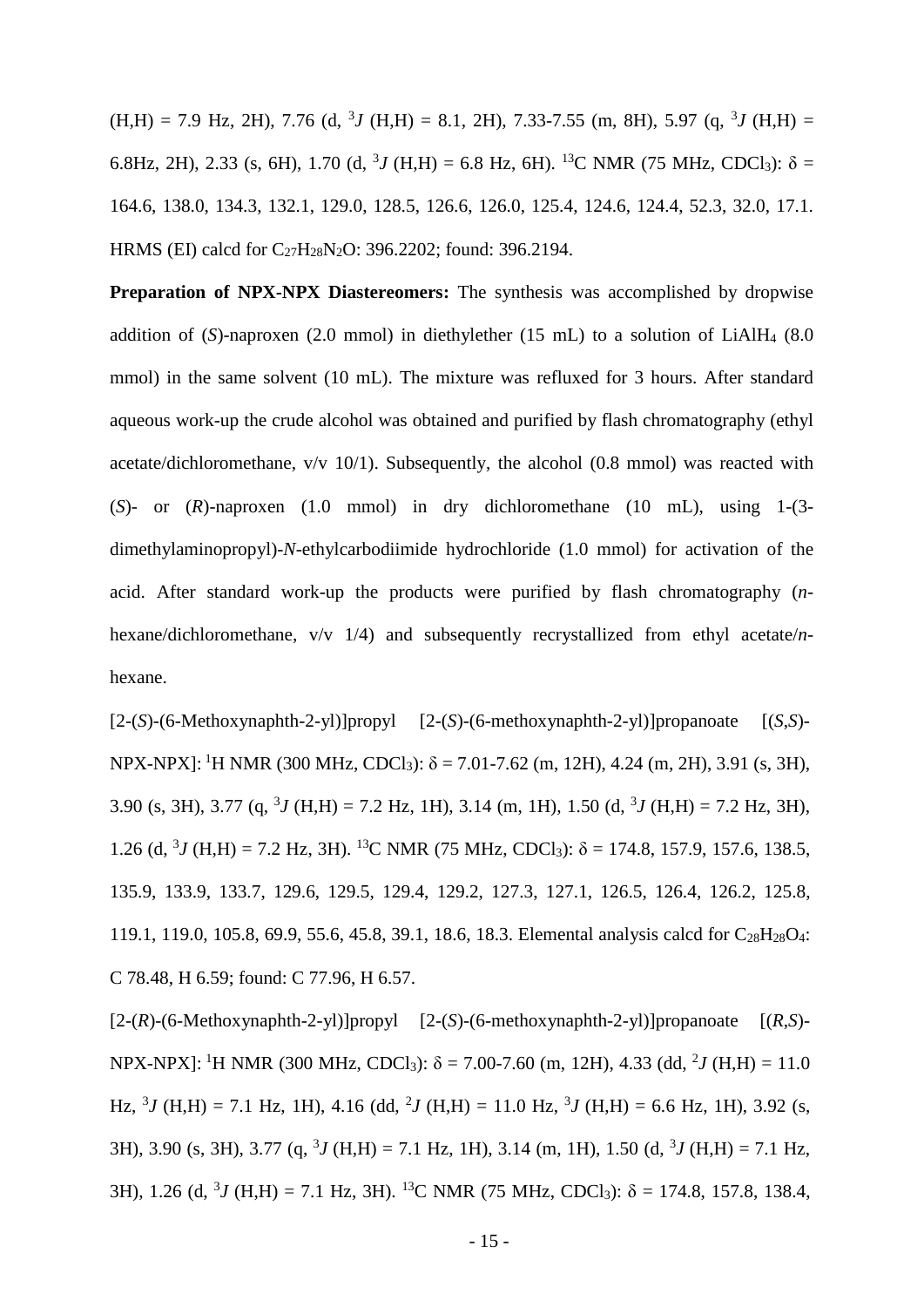(H,H) = 7.9 Hz, 2H), 7.76 (d, $^3J$ (H,H) = 8.1, 2H), 7.33-7.55 (m, 8H), 5.97 (q, $^3J$ (H,H) = 6.8Hz, 2H), 2.33 (s, 6H), 1.70 (d, $^3J$ (H,H) = 6.8 Hz, 6H). $^{13}$C NMR (75 MHz, $CDCl_3$): δ = 164.6, 138.0, 134.3, 132.1, 129.0, 128.5, 126.6, 126.0, 125.4, 124.6, 124.4, 52.3, 32.0, 17.1. HRMS (EI) calcd for $C_{27}H_{28}N_2O$: 396.2202; found: 396.2194.

**Preparation of NPX-NPX Diastereomers:** The synthesis was accomplished by dropwise addition of (*S*)-naproxen (2.0 mmol) in diethylether (15 mL) to a solution of $LiAlH_4$ (8.0 mmol) in the same solvent (10 mL). The mixture was refluxed for 3 hours. After standard aqueous work-up the crude alcohol was obtained and purified by flash chromatography (ethyl acetate/dichloromethane, v/v 10/1). Subsequently, the alcohol (0.8 mmol) was reacted with (*S*)- or (*R*)-naproxen (1.0 mmol) in dry dichloromethane (10 mL), using 1-(3-dimethylaminopropyl)-*N*-ethylcarbodiimide hydrochloride (1.0 mmol) for activation of the acid. After standard work-up the products were purified by flash chromatography (*n*-hexane/dichloromethane, v/v 1/4) and subsequently recrystallized from ethyl acetate/*n*-hexane.

[2-(*S*)-(6-Methoxynaphth-2-yl)]propyl [2-(*S*)-(6-methoxynaphth-2-yl)]propanoate [(*S*,*S*)-NPX-NPX]: $^1$H NMR (300 MHz, $CDCl_3$): δ = 7.01-7.62 (m, 12H), 4.24 (m, 2H), 3.91 (s, 3H), 3.90 (s, 3H), 3.77 (q, $^3J$ (H,H) = 7.2 Hz, 1H), 3.14 (m, 1H), 1.50 (d, $^3J$ (H,H) = 7.2 Hz, 3H), 1.26 (d, $^3J$ (H,H) = 7.2 Hz, 3H). $^{13}$C NMR (75 MHz, $CDCl_3$): δ = 174.8, 157.9, 157.6, 138.5, 135.9, 133.9, 133.7, 129.6, 129.5, 129.4, 129.2, 127.3, 127.1, 126.5, 126.4, 126.2, 125.8, 119.1, 119.0, 105.8, 69.9, 55.6, 45.8, 39.1, 18.6, 18.3. Elemental analysis calcd for $C_{28}H_{28}O_4$: C 78.48, H 6.59; found: C 77.96, H 6.57.

[2-(*R*)-(6-Methoxynaphth-2-yl)]propyl [2-(*S*)-(6-methoxynaphth-2-yl)]propanoate [(*R*,*S*)-NPX-NPX]: $^1$H NMR (300 MHz, $CDCl_3$): δ = 7.00-7.60 (m, 12H), 4.33 (dd, $^2J$ (H,H) = 11.0 Hz, $^3J$ (H,H) = 7.1 Hz, 1H), 4.16 (dd, $^2J$ (H,H) = 11.0 Hz, $^3J$ (H,H) = 6.6 Hz, 1H), 3.92 (s, 3H), 3.90 (s, 3H), 3.77 (q, $^3J$ (H,H) = 7.1 Hz, 1H), 3.14 (m, 1H), 1.50 (d, $^3J$ (H,H) = 7.1 Hz, 3H), 1.26 (d, $^3J$ (H,H) = 7.1 Hz, 3H). $^{13}$C NMR (75 MHz, $CDCl_3$): δ = 174.8, 157.8, 138.4,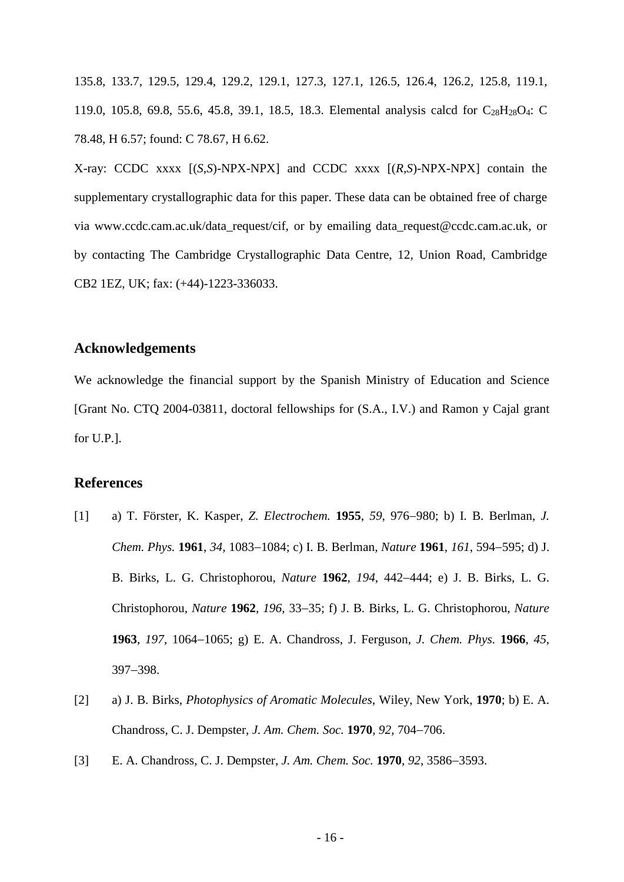135.8, 133.7, 129.5, 129.4, 129.2, 129.1, 127.3, 127.1, 126.5, 126.4, 126.2, 125.8, 119.1, 119.0, 105.8, 69.8, 55.6, 45.8, 39.1, 18.5, 18.3. Elemental analysis calcd for $C_{28}H_{28}O_4$: C 78.48, H 6.57; found: C 78.67, H 6.62.

X-ray: CCDC xxxx [(*S*,*S*)-NPX-NPX] and CCDC xxxx [(*R*,*S*)-NPX-NPX] contain the supplementary crystallographic data for this paper. These data can be obtained free of charge via www.ccdc.cam.ac.uk/data_request/cif, or by emailing data_request@ccdc.cam.ac.uk, or by contacting The Cambridge Crystallographic Data Centre, 12, Union Road, Cambridge CB2 1EZ, UK; fax: (+44)-1223-336033.

## Acknowledgements

We acknowledge the financial support by the Spanish Ministry of Education and Science [Grant No. CTQ 2004-03811, doctoral fellowships for (S.A., I.V.) and Ramon y Cajal grant for U.P.].

## References

[1] a) T. Förster, K. Kasper, *Z. Electrochem.* **1955**, *59*, 976–980; b) I. B. Berlman, *J. Chem. Phys.* **1961**, *34*, 1083–1084; c) I. B. Berlman, *Nature* **1961**, *161*, 594–595; d) J. B. Birks, L. G. Christophorou, *Nature* **1962**, *194*, 442–444; e) J. B. Birks, L. G. Christophorou, *Nature* **1962**, *196*, 33–35; f) J. B. Birks, L. G. Christophorou, *Nature* **1963**, *197*, 1064–1065; g) E. A. Chandross, J. Ferguson, *J. Chem. Phys.* **1966**, *45*, 397–398.

[2] a) J. B. Birks, *Photophysics of Aromatic Molecules*, Wiley, New York, **1970**; b) E. A. Chandross, C. J. Dempster, *J. Am. Chem. Soc.* **1970**, *92*, 704–706.

[3] E. A. Chandross, C. J. Dempster, *J. Am. Chem. Soc.* **1970**, *92*, 3586–3593.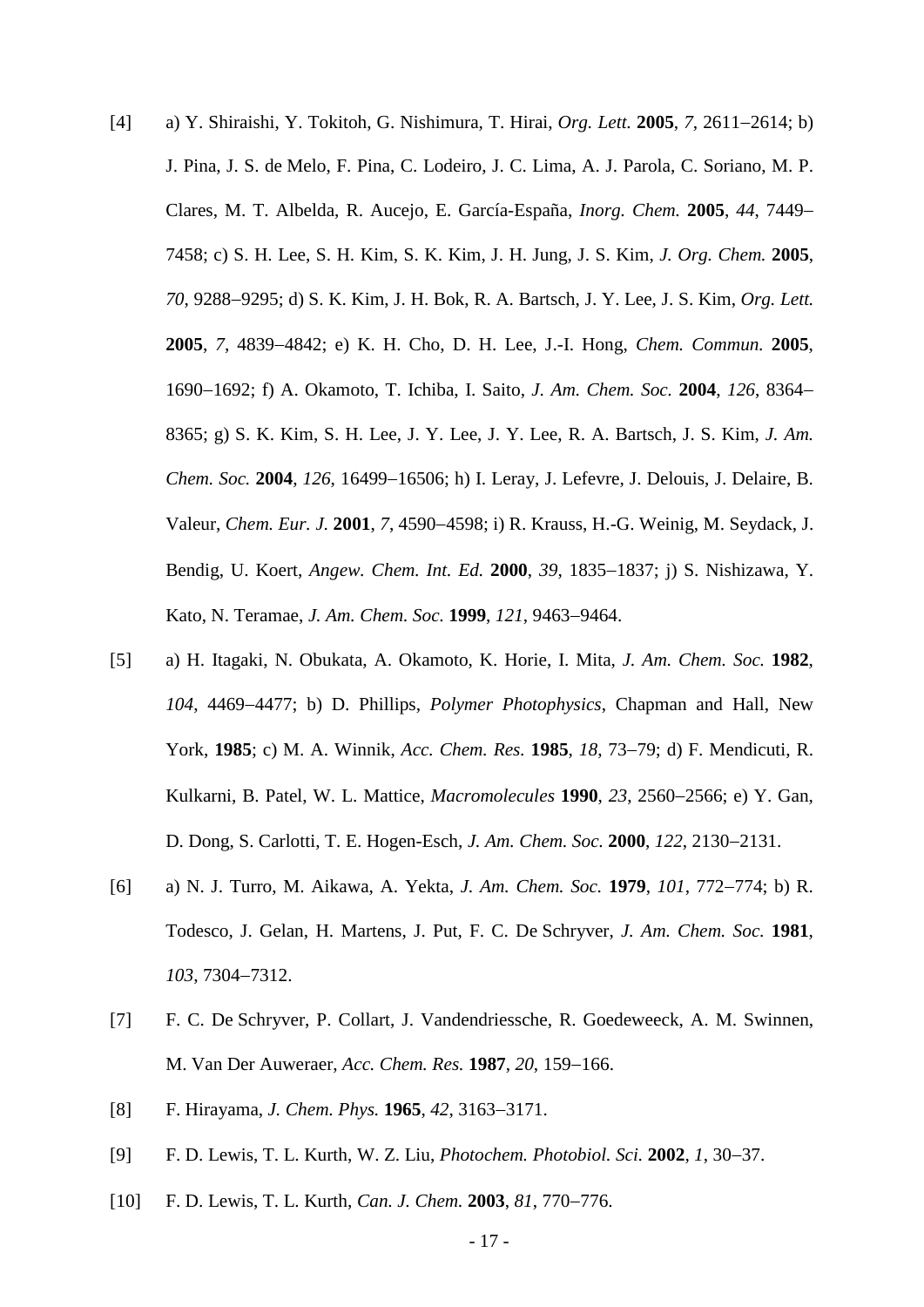[4] a) Y. Shiraishi, Y. Tokitoh, G. Nishimura, T. Hirai, *Org. Lett.* **2005**, *7*, 2611–2614; b) J. Pina, J. S. de Melo, F. Pina, C. Lodeiro, J. C. Lima, A. J. Parola, C. Soriano, M. P. Clares, M. T. Albelda, R. Aucejo, E. García-España, *Inorg. Chem.* **2005**, *44*, 7449–7458; c) S. H. Lee, S. H. Kim, S. K. Kim, J. H. Jung, J. S. Kim, *J. Org. Chem.* **2005**, *70*, 9288–9295; d) S. K. Kim, J. H. Bok, R. A. Bartsch, J. Y. Lee, J. S. Kim, *Org. Lett.* **2005**, *7*, 4839–4842; e) K. H. Cho, D. H. Lee, J.-I. Hong, *Chem. Commun.* **2005**, 1690–1692; f) A. Okamoto, T. Ichiba, I. Saito, *J. Am. Chem. Soc.* **2004**, *126*, 8364–8365; g) S. K. Kim, S. H. Lee, J. Y. Lee, J. Y. Lee, R. A. Bartsch, J. S. Kim, *J. Am. Chem. Soc.* **2004**, *126*, 16499–16506; h) I. Leray, J. Lefevre, J. Delouis, J. Delaire, B. Valeur, *Chem. Eur. J.* **2001**, *7*, 4590–4598; i) R. Krauss, H.-G. Weinig, M. Seydack, J. Bendig, U. Koert, *Angew. Chem. Int. Ed.* **2000**, *39*, 1835–1837; j) S. Nishizawa, Y. Kato, N. Teramae, *J. Am. Chem. Soc.* **1999**, *121*, 9463–9464.

[5] a) H. Itagaki, N. Obukata, A. Okamoto, K. Horie, I. Mita, *J. Am. Chem. Soc.* **1982**, *104*, 4469–4477; b) D. Phillips, *Polymer Photophysics*, Chapman and Hall, New York, **1985**; c) M. A. Winnik, *Acc. Chem. Res.* **1985**, *18*, 73–79; d) F. Mendicuti, R. Kulkarni, B. Patel, W. L. Mattice, *Macromolecules* **1990**, *23*, 2560–2566; e) Y. Gan, D. Dong, S. Carlotti, T. E. Hogen-Esch, *J. Am. Chem. Soc.* **2000**, *122*, 2130–2131.

[6] a) N. J. Turro, M. Aikawa, A. Yekta, *J. Am. Chem. Soc.* **1979**, *101*, 772–774; b) R. Todesco, J. Gelan, H. Martens, J. Put, F. C. De Schryver, *J. Am. Chem. Soc.* **1981**, *103*, 7304–7312.

[7] F. C. De Schryver, P. Collart, J. Vandendriessche, R. Goedeweeck, A. M. Swinnen, M. Van Der Auweraer, *Acc. Chem. Res.* **1987**, *20*, 159–166.

[8] F. Hirayama, *J. Chem. Phys.* **1965**, *42*, 3163–3171.

[9] F. D. Lewis, T. L. Kurth, W. Z. Liu, *Photochem. Photobiol. Sci.* **2002**, *1*, 30–37.

[10] F. D. Lewis, T. L. Kurth, *Can. J. Chem.* **2003**, *81*, 770–776.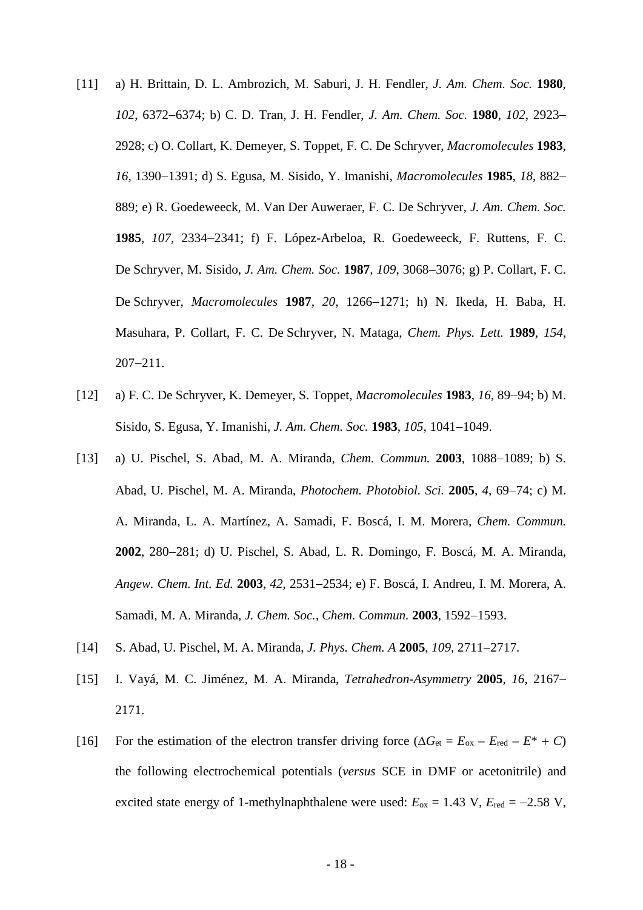[11] a) H. Brittain, D. L. Ambrozich, M. Saburi, J. H. Fendler, *J. Am. Chem. Soc.* **1980**, *102*, 6372–6374; b) C. D. Tran, J. H. Fendler, *J. Am. Chem. Soc.* **1980**, *102*, 2923–2928; c) O. Collart, K. Demeyer, S. Toppet, F. C. De Schryver, *Macromolecules* **1983**, *16*, 1390–1391; d) S. Egusa, M. Sisido, Y. Imanishi, *Macromolecules* **1985**, *18*, 882–889; e) R. Goedeweeck, M. Van Der Auweraer, F. C. De Schryver, *J. Am. Chem. Soc.* **1985**, *107*, 2334–2341; f) F. López-Arbeloa, R. Goedeweeck, F. Ruttens, F. C. De Schryver, M. Sisido, *J. Am. Chem. Soc.* **1987**, *109*, 3068–3076; g) P. Collart, F. C. De Schryver, *Macromolecules* **1987**, *20*, 1266–1271; h) N. Ikeda, H. Baba, H. Masuhara, P. Collart, F. C. De Schryver, N. Mataga, *Chem. Phys. Lett.* **1989**, *154*, 207–211.

[12] a) F. C. De Schryver, K. Demeyer, S. Toppet, *Macromolecules* **1983**, *16*, 89–94; b) M. Sisido, S. Egusa, Y. Imanishi, *J. Am. Chem. Soc.* **1983**, *105*, 1041–1049.

[13] a) U. Pischel, S. Abad, M. A. Miranda, *Chem. Commun.* **2003**, 1088–1089; b) S. Abad, U. Pischel, M. A. Miranda, *Photochem. Photobiol. Sci.* **2005**, *4*, 69–74; c) M. A. Miranda, L. A. Martínez, A. Samadi, F. Boscá, I. M. Morera, *Chem. Commun.* **2002**, 280–281; d) U. Pischel, S. Abad, L. R. Domingo, F. Boscá, M. A. Miranda, *Angew. Chem. Int. Ed.* **2003**, *42*, 2531–2534; e) F. Boscá, I. Andreu, I. M. Morera, A. Samadi, M. A. Miranda, *J. Chem. Soc., Chem. Commun.* **2003**, 1592–1593.

[14] S. Abad, U. Pischel, M. A. Miranda, *J. Phys. Chem. A* **2005**, *109*, 2711–2717.

[15] I. Vayá, M. C. Jiménez, M. A. Miranda, *Tetrahedron-Asymmetry* **2005**, *16*, 2167–2171.

[16] For the estimation of the electron transfer driving force ($\Delta G_{et} = E_{ox} - E_{red} - E^* + C$) the following electrochemical potentials (*versus* SCE in DMF or acetonitrile) and excited state energy of 1-methylnaphthalene were used: $E_{ox}$ = 1.43 V, $E_{red}$ = −2.58 V,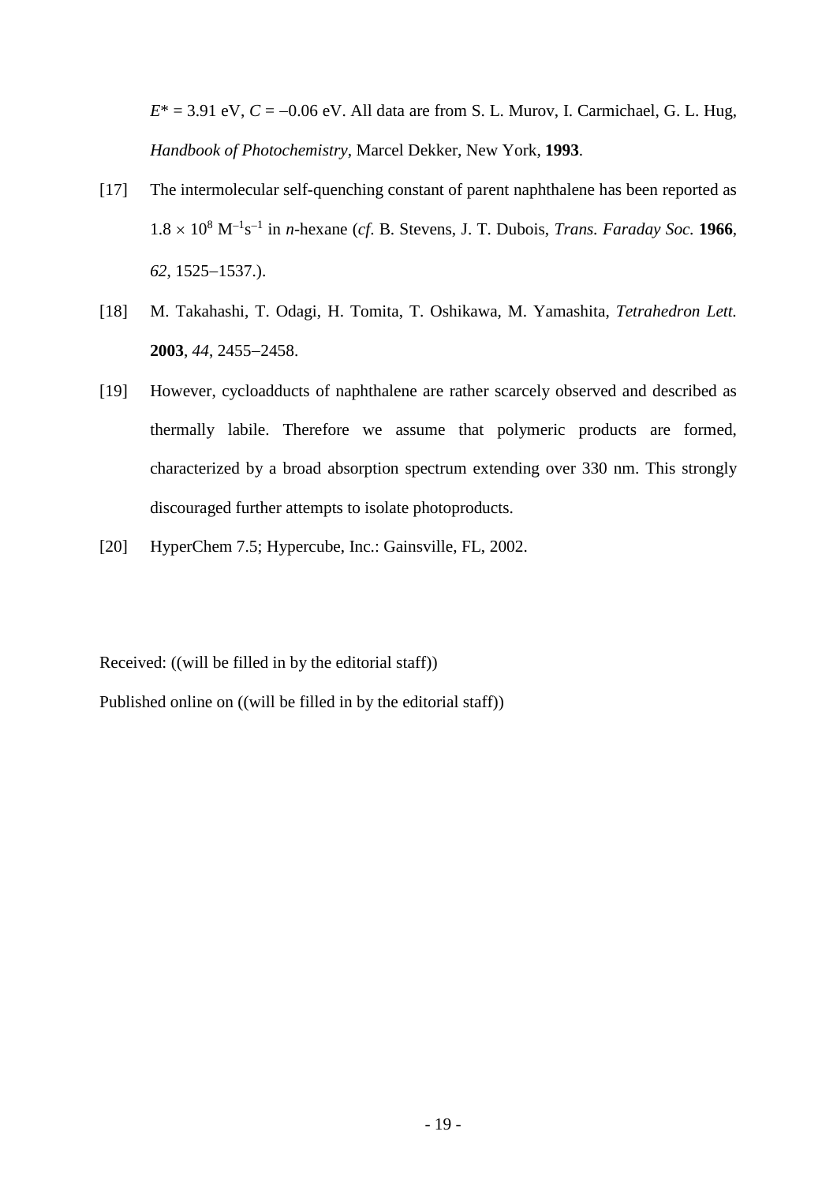$E^*$ = 3.91 eV, $C$ = –0.06 eV. All data are from S. L. Murov, I. Carmichael, G. L. Hug, *Handbook of Photochemistry*, Marcel Dekker, New York, **1993**.

[17] The intermolecular self-quenching constant of parent naphthalene has been reported as $1.8 \times 10^{8}$ $M^{-1}s^{-1}$ in *n*-hexane (*cf*. B. Stevens, J. T. Dubois, *Trans. Faraday Soc.* **1966**, *62*, 1525–1537.).

[18] M. Takahashi, T. Odagi, H. Tomita, T. Oshikawa, M. Yamashita, *Tetrahedron Lett.* **2003**, *44*, 2455–2458.

[19] However, cycloadducts of naphthalene are rather scarcely observed and described as thermally labile. Therefore we assume that polymeric products are formed, characterized by a broad absorption spectrum extending over 330 nm. This strongly discouraged further attempts to isolate photoproducts.

[20] HyperChem 7.5; Hypercube, Inc.: Gainsville, FL, 2002.

Received: ((will be filled in by the editorial staff))

Published online on ((will be filled in by the editorial staff))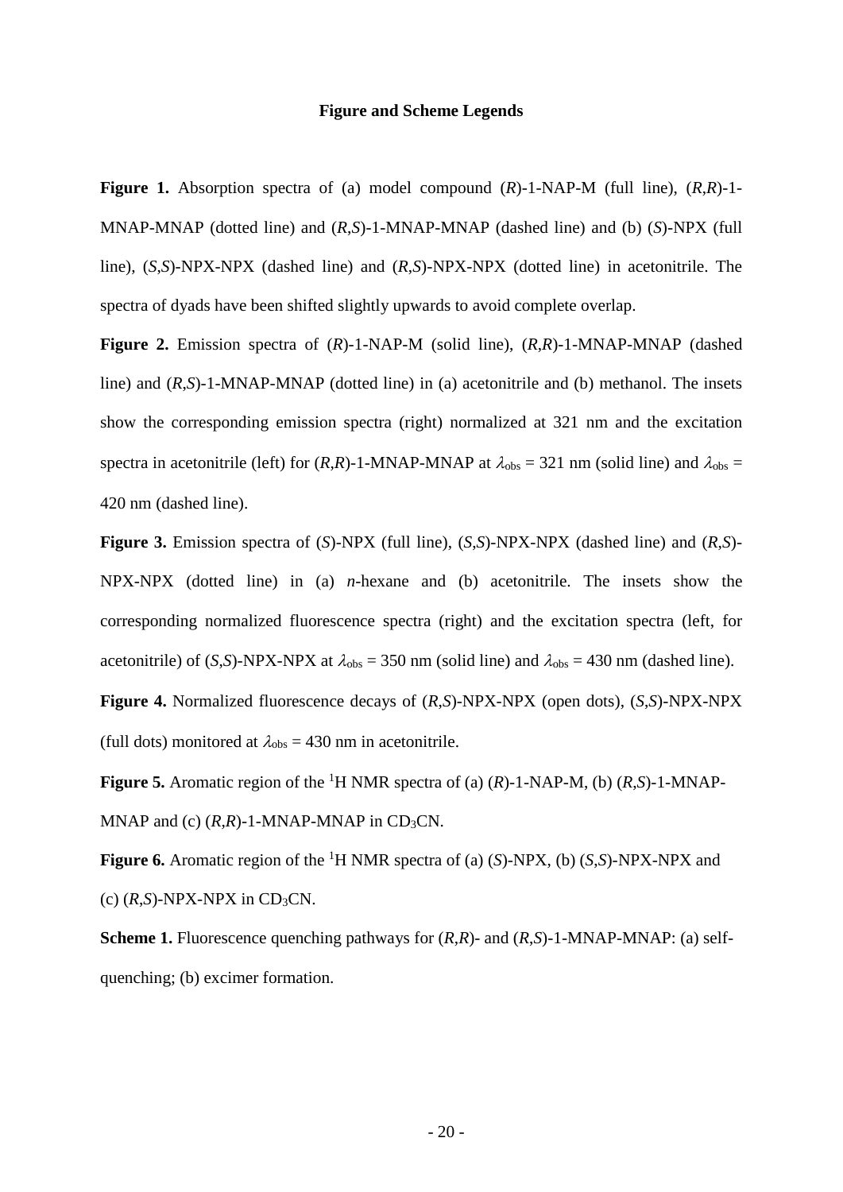## Figure and Scheme Legends

**Figure 1.** Absorption spectra of (a) model compound (*R*)-1-NAP-M (full line), (*R*,*R*)-1-MNAP-MNAP (dotted line) and (*R*,*S*)-1-MNAP-MNAP (dashed line) and (b) (*S*)-NPX (full line), (*S*,*S*)-NPX-NPX (dashed line) and (*R*,*S*)-NPX-NPX (dotted line) in acetonitrile. The spectra of dyads have been shifted slightly upwards to avoid complete overlap.

**Figure 2.** Emission spectra of (*R*)-1-NAP-M (solid line), (*R*,*R*)-1-MNAP-MNAP (dashed line) and (*R*,*S*)-1-MNAP-MNAP (dotted line) in (a) acetonitrile and (b) methanol. The insets show the corresponding emission spectra (right) normalized at 321 nm and the excitation spectra in acetonitrile (left) for (*R*,*R*)-1-MNAP-MNAP at $\lambda_{obs}$ = 321 nm (solid line) and $\lambda_{obs}$ = 420 nm (dashed line).

**Figure 3.** Emission spectra of (*S*)-NPX (full line), (*S*,*S*)-NPX-NPX (dashed line) and (*R*,*S*)-NPX-NPX (dotted line) in (a) *n*-hexane and (b) acetonitrile. The insets show the corresponding normalized fluorescence spectra (right) and the excitation spectra (left, for acetonitrile) of (*S*,*S*)-NPX-NPX at $\lambda_{obs}$ = 350 nm (solid line) and $\lambda_{obs}$ = 430 nm (dashed line).

**Figure 4.** Normalized fluorescence decays of (*R*,*S*)-NPX-NPX (open dots), (*S*,*S*)-NPX-NPX (full dots) monitored at $\lambda_{obs}$ = 430 nm in acetonitrile.

**Figure 5.** Aromatic region of the $^{1}$H NMR spectra of (a) (*R*)-1-NAP-M, (b) (*R*,*S*)-1-MNAP-MNAP and (c) (*R*,*R*)-1-MNAP-MNAP in $CD_3CN$.

**Figure 6.** Aromatic region of the $^{1}$H NMR spectra of (a) (*S*)-NPX, (b) (*S*,*S*)-NPX-NPX and (c) (*R*,*S*)-NPX-NPX in $CD_3CN$.

**Scheme 1.** Fluorescence quenching pathways for (*R*,*R*)- and (*R*,*S*)-1-MNAP-MNAP: (a) self-quenching; (b) excimer formation.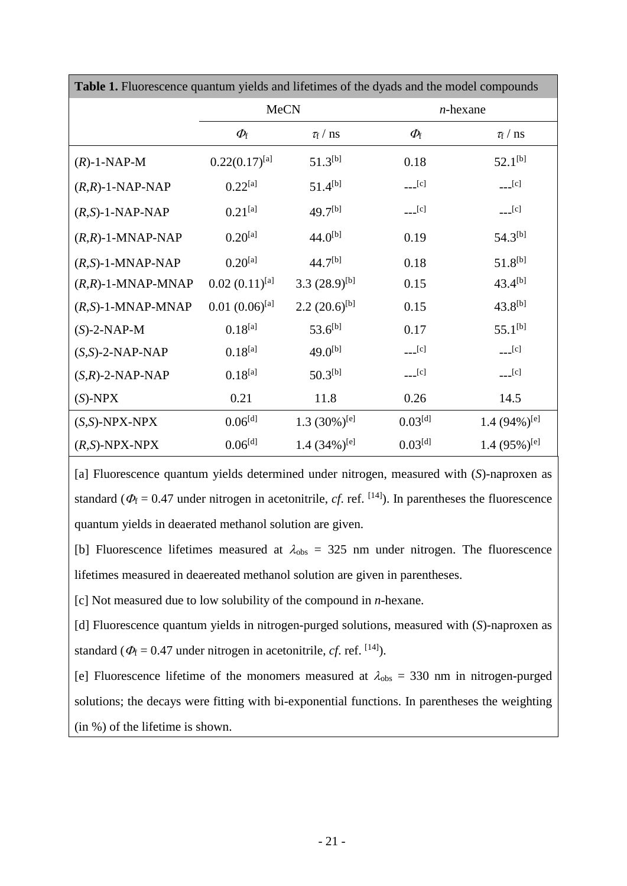**Table 1.** Fluorescence quantum yields and lifetimes of the dyads and the model compounds

| | MeCN | | *n*-hexane | |
|---|---|---|---|---|
| | $\Phi_f$ | $\tau_f$ / ns | $\Phi_f$ | $\tau_f$ / ns |
| (*R*)-1-NAP-M | 0.22(0.17)[a] | 51.3[b] | 0.18 | 52.1[b] |
| (*R*,*R*)-1-NAP-NAP | 0.22[a] | 51.4[b] | ---[c] | ---[c] |
| (*R*,*S*)-1-NAP-NAP | 0.21[a] | 49.7[b] | ---[c] | ---[c] |
| (*R*,*R*)-1-MNAP-NAP | 0.20[a] | 44.0[b] | 0.19 | 54.3[b] |
| (*R*,*S*)-1-MNAP-NAP | 0.20[a] | 44.7[b] | 0.18 | 51.8[b] |
| (*R*,*R*)-1-MNAP-MNAP | 0.02 (0.11)[a] | 3.3 (28.9)[b] | 0.15 | 43.4[b] |
| (*R*,*S*)-1-MNAP-MNAP | 0.01 (0.06)[a] | 2.2 (20.6)[b] | 0.15 | 43.8[b] |
| (*S*)-2-NAP-M | 0.18[a] | 53.6[b] | 0.17 | 55.1[b] |
| (*S*,*S*)-2-NAP-NAP | 0.18[a] | 49.0[b] | ---[c] | ---[c] |
| (*S*,*R*)-2-NAP-NAP | 0.18[a] | 50.3[b] | ---[c] | ---[c] |
| (*S*)-NPX | 0.21 | 11.8 | 0.26 | 14.5 |
| (*S*,*S*)-NPX-NPX | 0.06[d] | 1.3 (30%)[e] | 0.03[d] | 1.4 (94%)[e] |
| (*R*,*S*)-NPX-NPX | 0.06[d] | 1.4 (34%)[e] | 0.03[d] | 1.4 (95%)[e] |

[a] Fluorescence quantum yields determined under nitrogen, measured with (*S*)-naproxen as standard ($\Phi_f$ = 0.47 under nitrogen in acetonitrile, *cf*. ref. [14]). In parentheses the fluorescence quantum yields in deaerated methanol solution are given.

[b] Fluorescence lifetimes measured at $\lambda_{obs}$ = 325 nm under nitrogen. The fluorescence lifetimes measured in deaereated methanol solution are given in parentheses.

[c] Not measured due to low solubility of the compound in *n*-hexane.

[d] Fluorescence quantum yields in nitrogen-purged solutions, measured with (*S*)-naproxen as standard ($\Phi_f$ = 0.47 under nitrogen in acetonitrile, *cf*. ref. [14]).

[e] Fluorescence lifetime of the monomers measured at $\lambda_{obs}$ = 330 nm in nitrogen-purged solutions; the decays were fitting with bi-exponential functions. In parentheses the weighting (in %) of the lifetime is shown.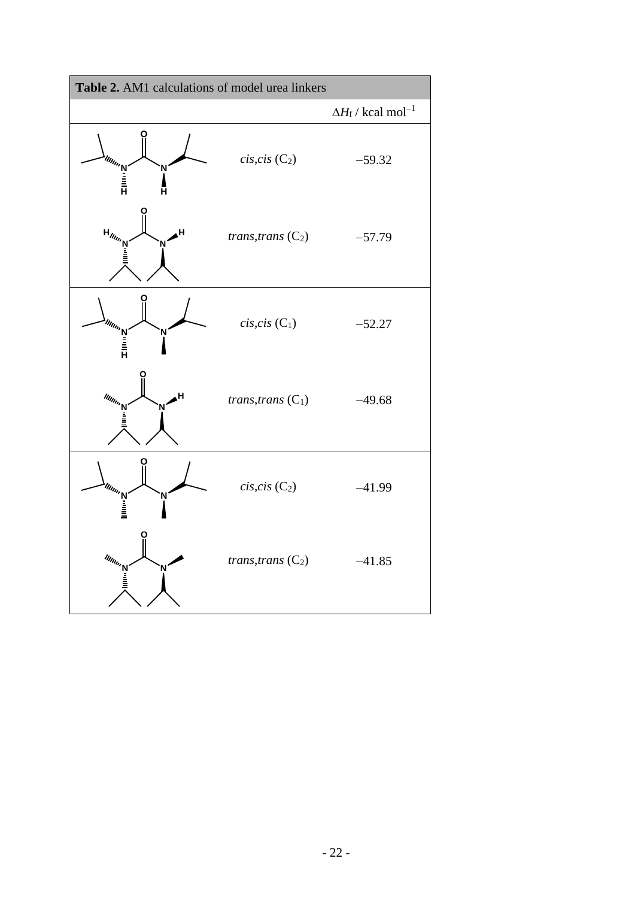**Table 2.** AM1 calculations of model urea linkers

| | | $\Delta H_f$ / kcal mol$^{-1}$ |
|---|---|---|
| | *cis*,*cis* ($C_2$) | –59.32 |
| | *trans*,*trans* ($C_2$) | –57.79 |
| | *cis*,*cis* ($C_1$) | –52.27 |
| | *trans*,*trans* ($C_1$) | –49.68 |
| | *cis*,*cis* ($C_2$) | –41.99 |
| | *trans*,*trans* ($C_2$) | –41.85 |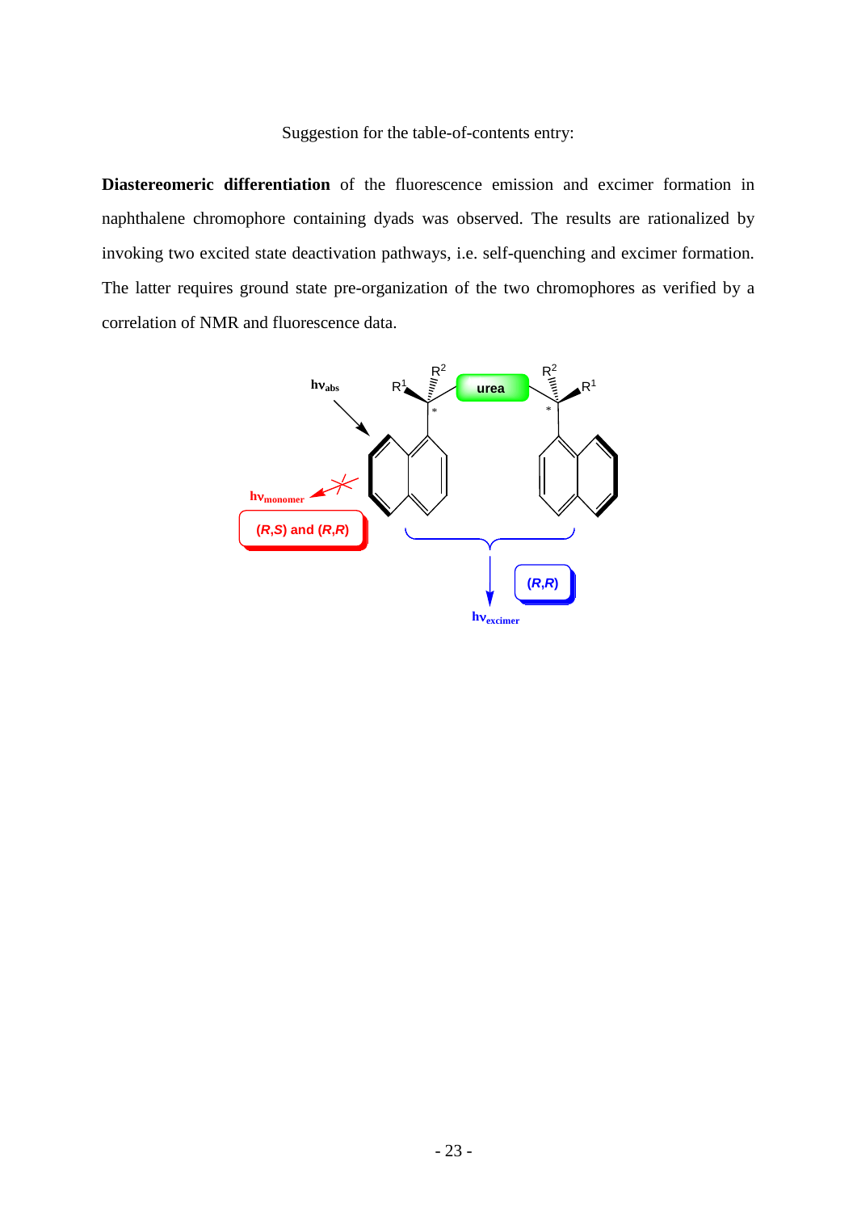Suggestion for the table-of-contents entry:

**Diastereomeric differentiation** of the fluorescence emission and excimer formation in naphthalene chromophore containing dyads was observed. The results are rationalized by invoking two excited state deactivation pathways, i.e. self-quenching and excimer formation. The latter requires ground state pre-organization of the two chromophores as verified by a correlation of NMR and fluorescence data.

$h\nu_{abs}$

$R^1$ $R^2$ urea $R^2$ $R^1$

$h\nu_{monomer}$

(*R*,*S*) and (*R*,*R*)

(*R*,*R*)

$h\nu_{excimer}$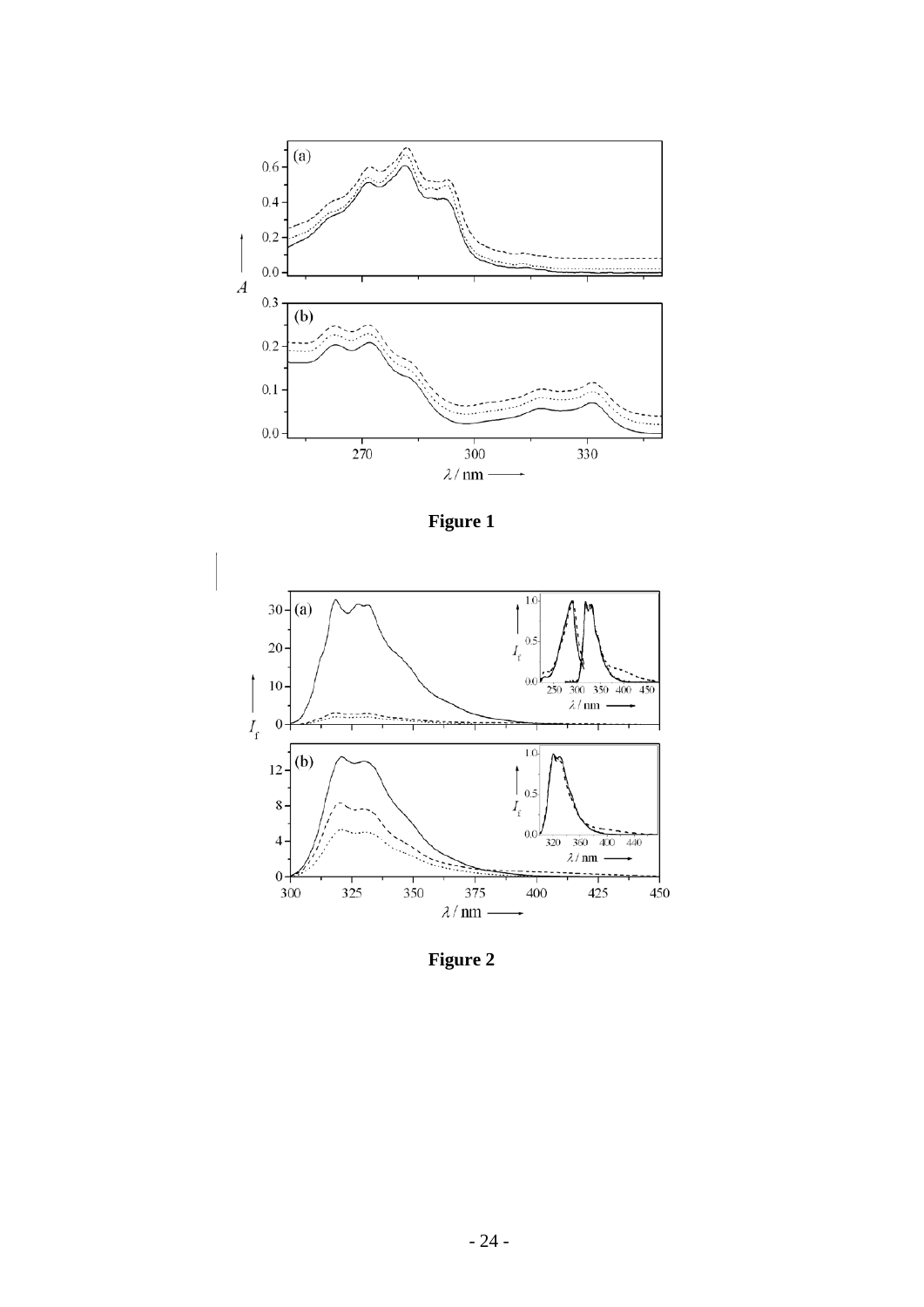(a)

0.6
0.4
0.2
0.0

$A$

0.3

(b)

0.2
0.1
0.0

270
300
330

$\lambda$ / nm

**Figure 1**

(a)

30
20
10
0

$I_f$

1.0
0.5
0.0

250 300 350 400 450

$\lambda$ / nm

(b)

12
8
4
0

1.0
0.5
0.0

320 360 400 440

$\lambda$ / nm

300
325
350
375
400
425
450

$\lambda$ / nm

**Figure 2**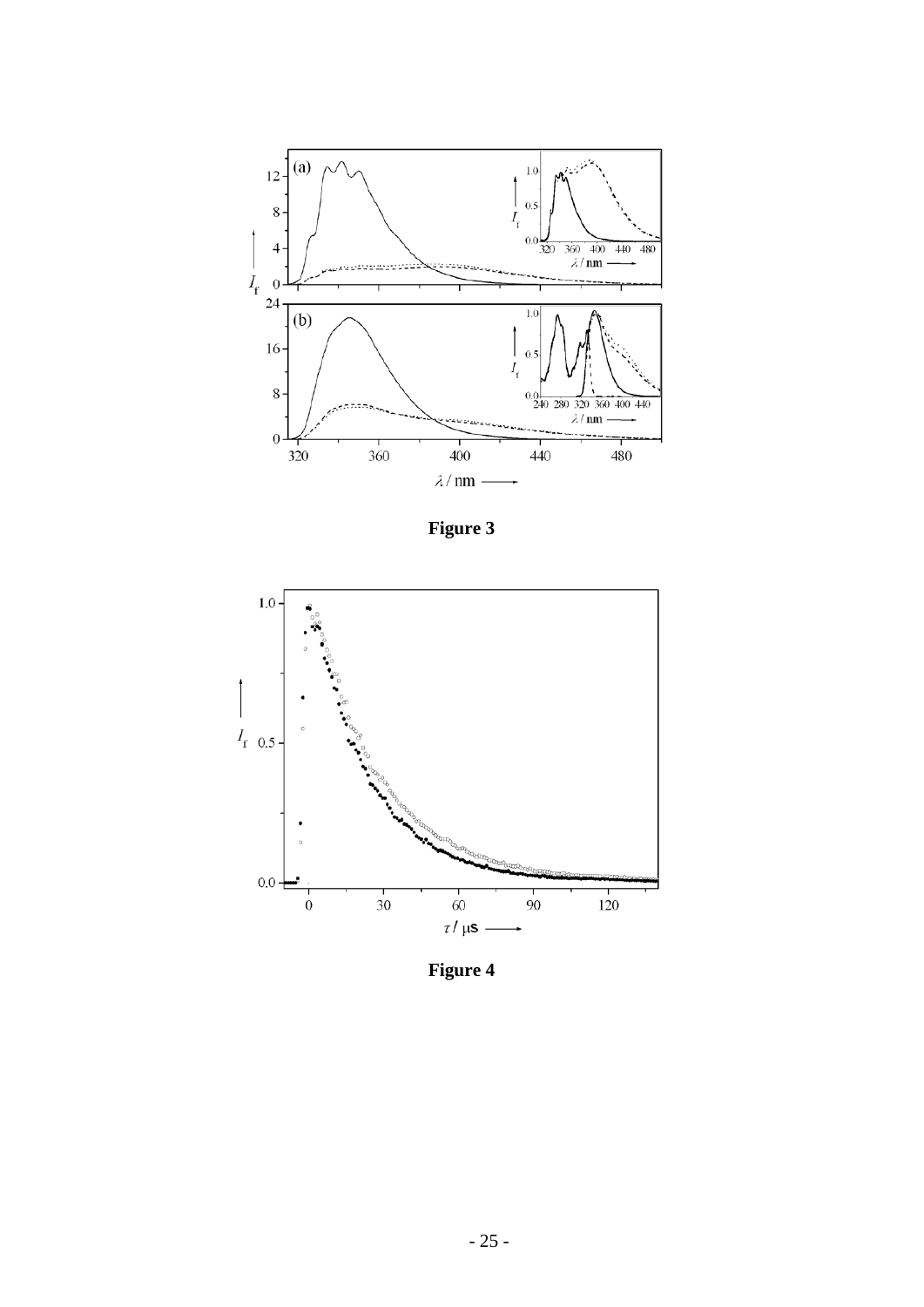(a)

12

8

4

$I_f$

0

1.0

0.5

0.0

$I_f$

320 360 400 440 480

$\lambda$ / nm

24

(b)

16

8

0

1.0

0.5

0.0

$I_f$

240 280 320 360 400 440

$\lambda$ / nm

320 360 400 440 480

$\lambda$ / nm

**Figure 3**

1.0

$I_f$ 0.5

0.0

0 30 60 90 120

$\tau$ / μs

**Figure 4**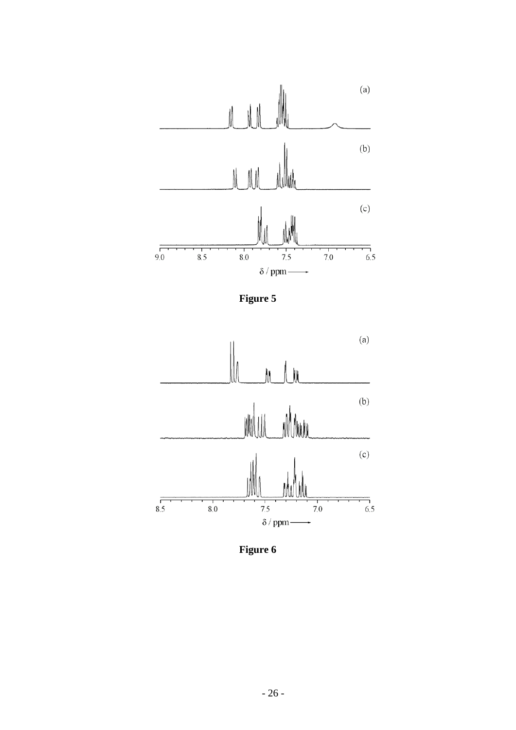(a)

(b)

(c)

9.0 8.5 8.0 7.5 7.0 6.5

δ / ppm

**Figure 5**

(a)

(b)

(c)

8.5 8.0 7.5 7.0 6.5

δ / ppm

**Figure 6**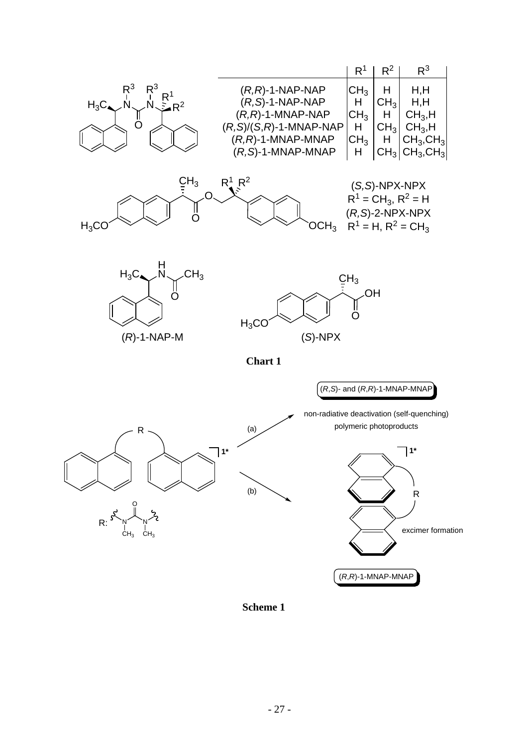| | $R^1$ | $R^2$ | $R^3$ |
|---|---|---|---|
| (*R,R*)-1-NAP-NAP | $CH_3$ | H | H,H |
| (*R,S*)-1-NAP-NAP | H | $CH_3$ | H,H |
| (*R,R*)-1-MNAP-NAP | $CH_3$ | H | $CH_3$,H |
| (*R,S*)/(*S,R*)-1-MNAP-NAP | H | $CH_3$ | $CH_3$,H |
| (*R,R*)-1-MNAP-MNAP | $CH_3$ | H | $CH_3$,$CH_3$ |
| (*R,S*)-1-MNAP-MNAP | H | $CH_3$ | $CH_3$,$CH_3$ |

(*S,S*)-NPX-NPX
$R^1 = CH_3$, $R^2 = H$
(*R,S*)-2-NPX-NPX
$R^1 = H$, $R^2 = CH_3$

(*R*)-1-NAP-M

(*S*)-NPX

**Chart 1**

(*R,S*)- and (*R,R*)-1-MNAP-MNAP

(a)

non-radiative deactivation (self-quenching)
polymeric photoproducts

1*

(b)

excimer formation

(*R,R*)-1-MNAP-MNAP

**Scheme 1**